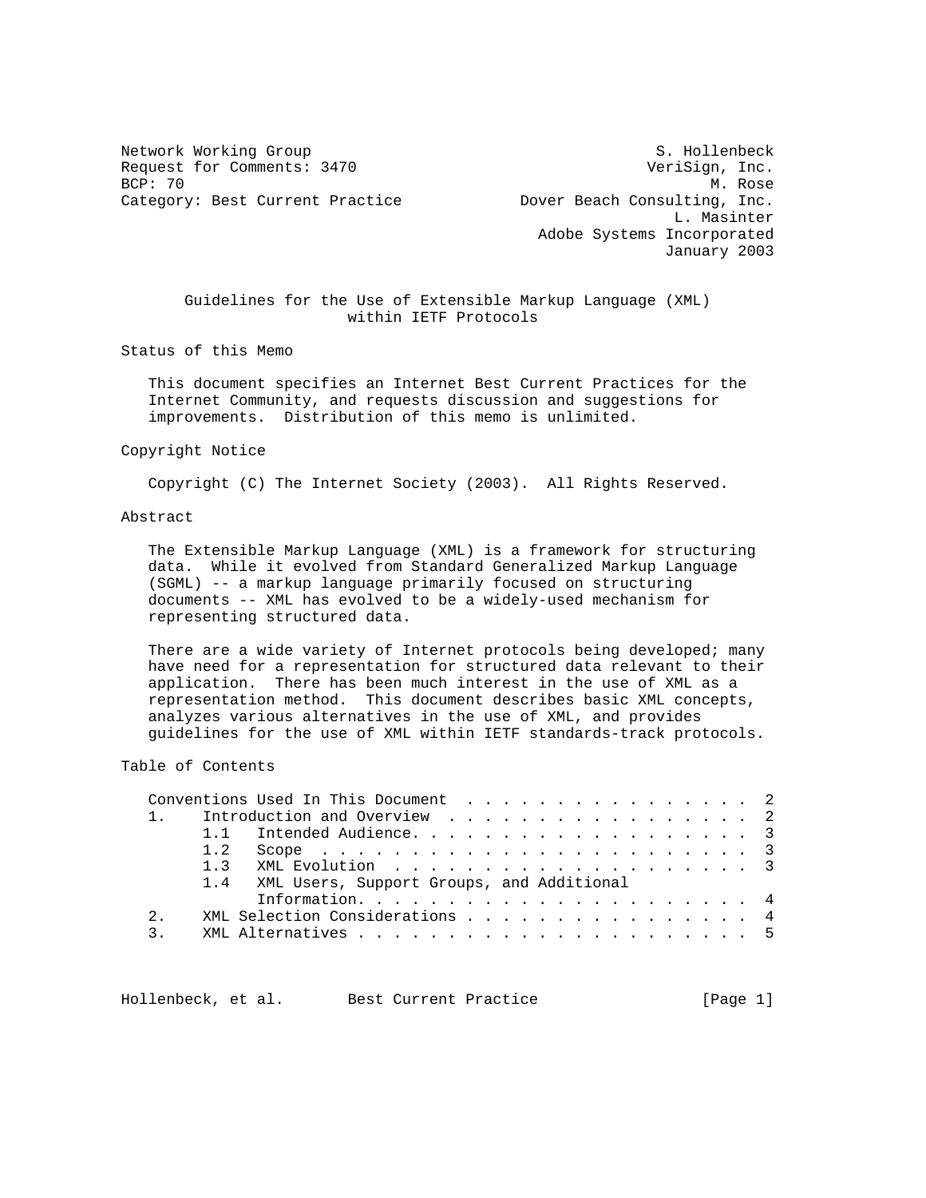Network Working Group                                       S. Hollenbeck
Request for Comments: 3470                                 VeriSign, Inc.
BCP: 70                                                           M. Rose
Category: Best Current Practice              Dover Beach Consulting, Inc.
                                                              L. Masinter
                                                Adobe Systems Incorporated
                                                             January 2003

# Guidelines for the Use of Extensible Markup Language (XML) within IETF Protocols

## Status of this Memo

This document specifies an Internet Best Current Practices for the Internet Community, and requests discussion and suggestions for improvements. Distribution of this memo is unlimited.

## Copyright Notice

Copyright (C) The Internet Society (2003). All Rights Reserved.

## Abstract

The Extensible Markup Language (XML) is a framework for structuring data. While it evolved from Standard Generalized Markup Language (SGML) -- a markup language primarily focused on structuring documents -- XML has evolved to be a widely-used mechanism for representing structured data.

There are a wide variety of Internet protocols being developed; many have need for a representation for structured data relevant to their application. There has been much interest in the use of XML as a representation method. This document describes basic XML concepts, analyzes various alternatives in the use of XML, and provides guidelines for the use of XML within IETF standards-track protocols.

## Table of Contents

```
   Conventions Used In This Document . . . . . . . . . . . . . . . . .  2
   1.    Introduction and Overview . . . . . . . . . . . . . . . . . .  2
         1.1   Intended Audience. . . . . . . . . . . . . . . . . . . .  3
         1.2   Scope  . . . . . . . . . . . . . . . . . . . . . . . . .  3
         1.3   XML Evolution  . . . . . . . . . . . . . . . . . . . . .  3
         1.4   XML Users, Support Groups, and Additional
               Information. . . . . . . . . . . . . . . . . . . . . . .  4
   2.    XML Selection Considerations . . . . . . . . . . . . . . . . .  4
   3.    XML Alternatives . . . . . . . . . . . . . . . . . . . . . . .  5
```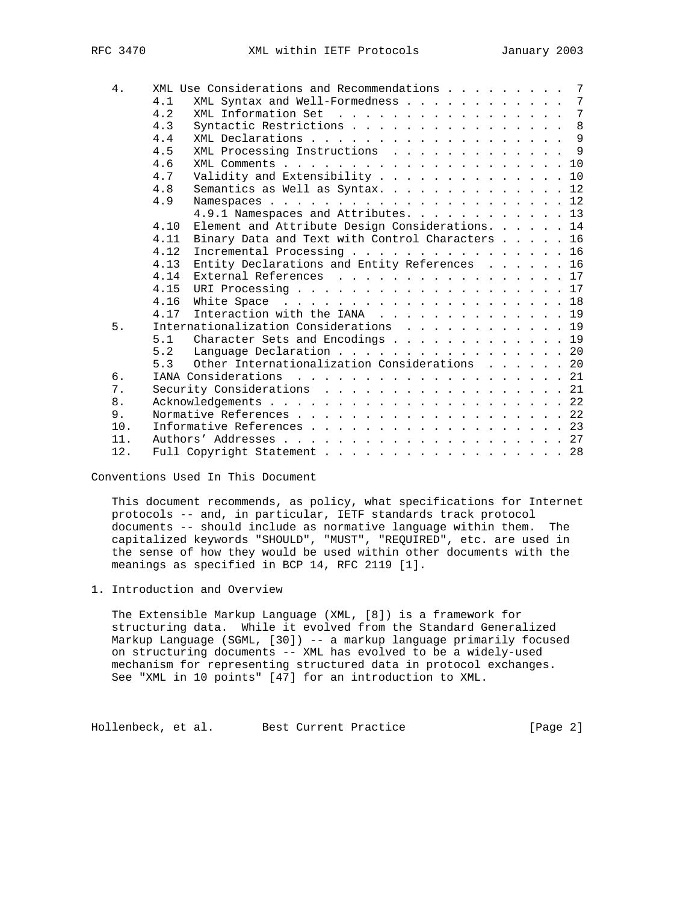| | | | |
|---|---|---|---|
| 4. | | XML Use Considerations and Recommendations | 7 |
| | 4.1 | XML Syntax and Well-Formedness | 7 |
| | 4.2 | XML Information Set | 7 |
| | 4.3 | Syntactic Restrictions | 8 |
| | 4.4 | XML Declarations | 9 |
| | 4.5 | XML Processing Instructions | 9 |
| | 4.6 | XML Comments | 10 |
| | 4.7 | Validity and Extensibility | 10 |
| | 4.8 | Semantics as Well as Syntax | 12 |
| | 4.9 | Namespaces | 12 |
| | | 4.9.1 Namespaces and Attributes | 13 |
| | 4.10 | Element and Attribute Design Considerations | 14 |
| | 4.11 | Binary Data and Text with Control Characters | 16 |
| | 4.12 | Incremental Processing | 16 |
| | 4.13 | Entity Declarations and Entity References | 16 |
| | 4.14 | External References | 17 |
| | 4.15 | URI Processing | 17 |
| | 4.16 | White Space | 18 |
| | 4.17 | Interaction with the IANA | 19 |
| 5. | | Internationalization Considerations | 19 |
| | 5.1 | Character Sets and Encodings | 19 |
| | 5.2 | Language Declaration | 20 |
| | 5.3 | Other Internationalization Considerations | 20 |
| 6. | | IANA Considerations | 21 |
| 7. | | Security Considerations | 21 |
| 8. | | Acknowledgements | 22 |
| 9. | | Normative References | 22 |
| 10. | | Informative References | 23 |
| 11. | | Authors' Addresses | 27 |
| 12. | | Full Copyright Statement | 28 |

## Conventions Used In This Document

This document recommends, as policy, what specifications for Internet protocols -- and, in particular, IETF standards track protocol documents -- should include as normative language within them. The capitalized keywords "SHOULD", "MUST", "REQUIRED", etc. are used in the sense of how they would be used within other documents with the meanings as specified in BCP 14, RFC 2119 [1].

## 1. Introduction and Overview

The Extensible Markup Language (XML, [8]) is a framework for structuring data. While it evolved from the Standard Generalized Markup Language (SGML, [30]) -- a markup language primarily focused on structuring documents -- XML has evolved to be a widely-used mechanism for representing structured data in protocol exchanges. See "XML in 10 points" [47] for an introduction to XML.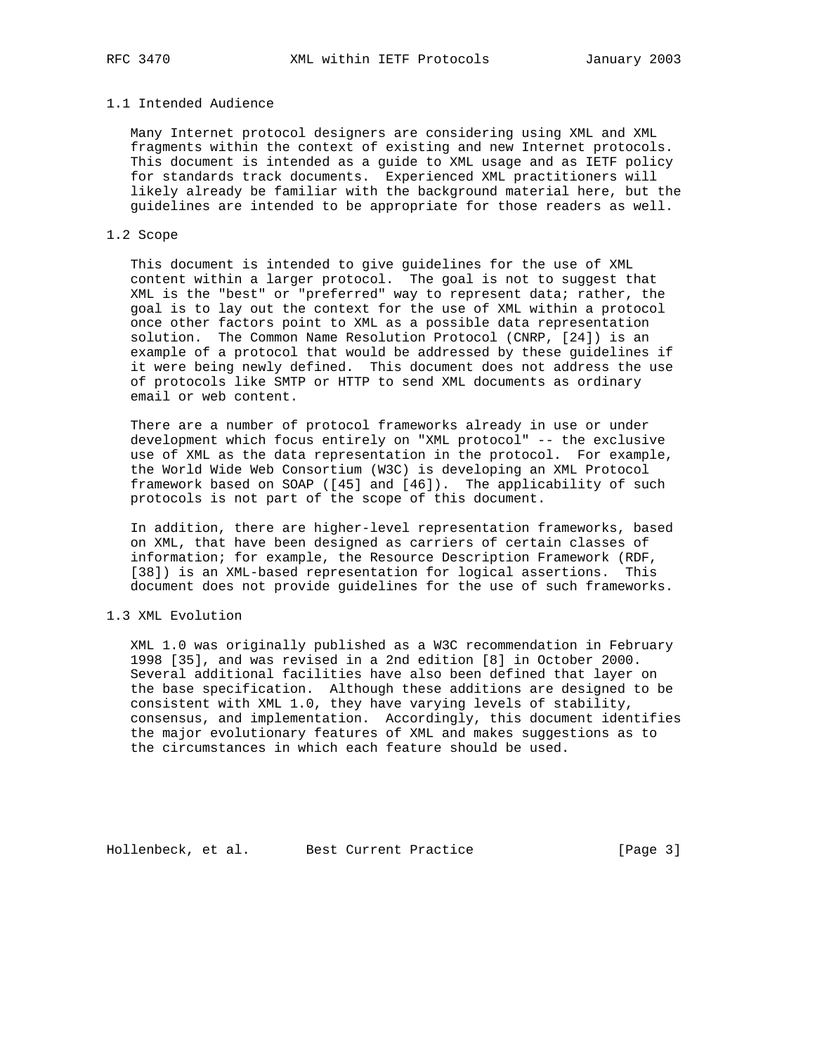### 1.1 Intended Audience

Many Internet protocol designers are considering using XML and XML fragments within the context of existing and new Internet protocols. This document is intended as a guide to XML usage and as IETF policy for standards track documents. Experienced XML practitioners will likely already be familiar with the background material here, but the guidelines are intended to be appropriate for those readers as well.

### 1.2 Scope

This document is intended to give guidelines for the use of XML content within a larger protocol. The goal is not to suggest that XML is the "best" or "preferred" way to represent data; rather, the goal is to lay out the context for the use of XML within a protocol once other factors point to XML as a possible data representation solution. The Common Name Resolution Protocol (CNRP, [24]) is an example of a protocol that would be addressed by these guidelines if it were being newly defined. This document does not address the use of protocols like SMTP or HTTP to send XML documents as ordinary email or web content.

There are a number of protocol frameworks already in use or under development which focus entirely on "XML protocol" -- the exclusive use of XML as the data representation in the protocol. For example, the World Wide Web Consortium (W3C) is developing an XML Protocol framework based on SOAP ([45] and [46]). The applicability of such protocols is not part of the scope of this document.

In addition, there are higher-level representation frameworks, based on XML, that have been designed as carriers of certain classes of information; for example, the Resource Description Framework (RDF, [38]) is an XML-based representation for logical assertions. This document does not provide guidelines for the use of such frameworks.

### 1.3 XML Evolution

XML 1.0 was originally published as a W3C recommendation in February 1998 [35], and was revised in a 2nd edition [8] in October 2000. Several additional facilities have also been defined that layer on the base specification. Although these additions are designed to be consistent with XML 1.0, they have varying levels of stability, consensus, and implementation. Accordingly, this document identifies the major evolutionary features of XML and makes suggestions as to the circumstances in which each feature should be used.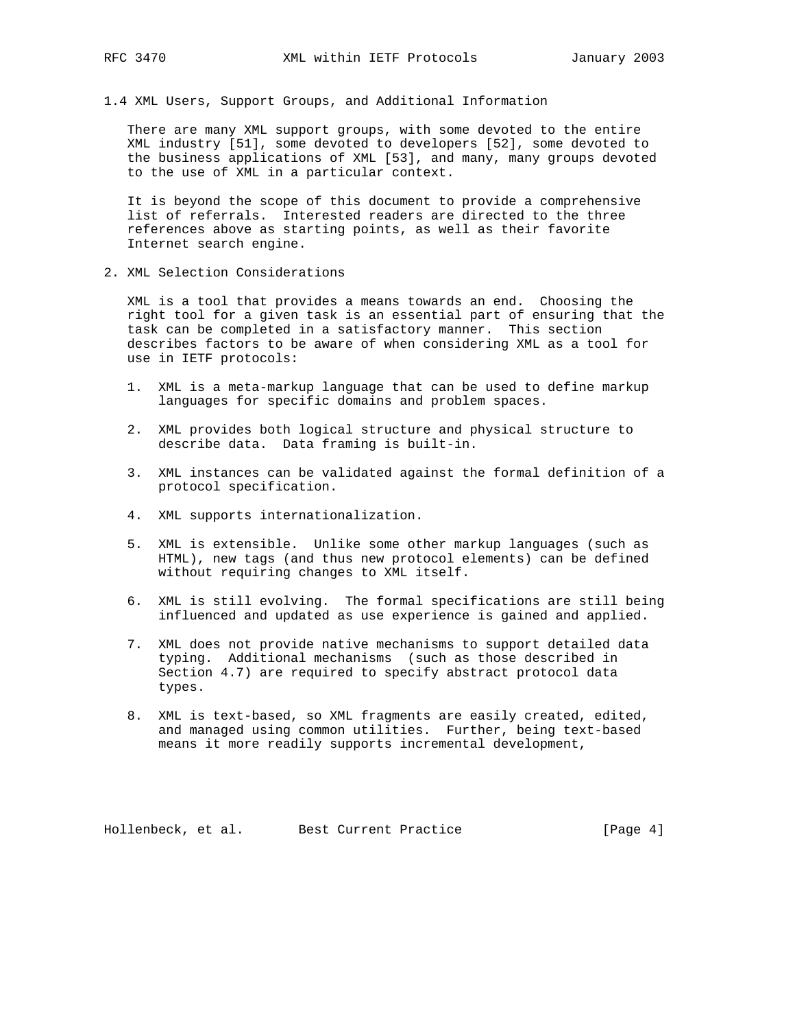### 1.4 XML Users, Support Groups, and Additional Information

There are many XML support groups, with some devoted to the entire XML industry [51], some devoted to developers [52], some devoted to the business applications of XML [53], and many, many groups devoted to the use of XML in a particular context.

It is beyond the scope of this document to provide a comprehensive list of referrals. Interested readers are directed to the three references above as starting points, as well as their favorite Internet search engine.

## 2. XML Selection Considerations

XML is a tool that provides a means towards an end. Choosing the right tool for a given task is an essential part of ensuring that the task can be completed in a satisfactory manner. This section describes factors to be aware of when considering XML as a tool for use in IETF protocols:

1. XML is a meta-markup language that can be used to define markup languages for specific domains and problem spaces.

2. XML provides both logical structure and physical structure to describe data. Data framing is built-in.

3. XML instances can be validated against the formal definition of a protocol specification.

4. XML supports internationalization.

5. XML is extensible. Unlike some other markup languages (such as HTML), new tags (and thus new protocol elements) can be defined without requiring changes to XML itself.

6. XML is still evolving. The formal specifications are still being influenced and updated as use experience is gained and applied.

7. XML does not provide native mechanisms to support detailed data typing. Additional mechanisms (such as those described in Section 4.7) are required to specify abstract protocol data types.

8. XML is text-based, so XML fragments are easily created, edited, and managed using common utilities. Further, being text-based means it more readily supports incremental development,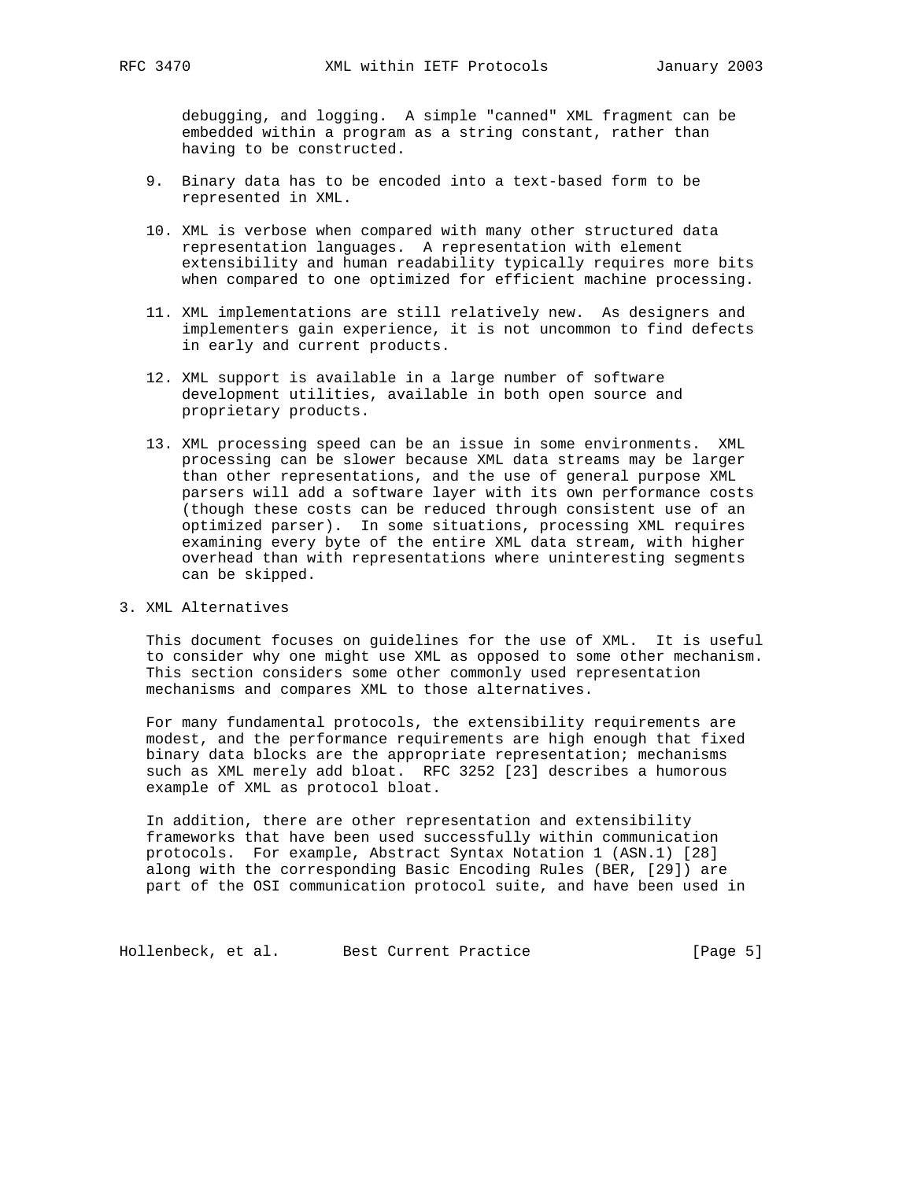debugging, and logging. A simple "canned" XML fragment can be embedded within a program as a string constant, rather than having to be constructed.

9. Binary data has to be encoded into a text-based form to be represented in XML.

10. XML is verbose when compared with many other structured data representation languages. A representation with element extensibility and human readability typically requires more bits when compared to one optimized for efficient machine processing.

11. XML implementations are still relatively new. As designers and implementers gain experience, it is not uncommon to find defects in early and current products.

12. XML support is available in a large number of software development utilities, available in both open source and proprietary products.

13. XML processing speed can be an issue in some environments. XML processing can be slower because XML data streams may be larger than other representations, and the use of general purpose XML parsers will add a software layer with its own performance costs (though these costs can be reduced through consistent use of an optimized parser). In some situations, processing XML requires examining every byte of the entire XML data stream, with higher overhead than with representations where uninteresting segments can be skipped.

## 3. XML Alternatives

This document focuses on guidelines for the use of XML. It is useful to consider why one might use XML as opposed to some other mechanism. This section considers some other commonly used representation mechanisms and compares XML to those alternatives.

For many fundamental protocols, the extensibility requirements are modest, and the performance requirements are high enough that fixed binary data blocks are the appropriate representation; mechanisms such as XML merely add bloat. RFC 3252 [23] describes a humorous example of XML as protocol bloat.

In addition, there are other representation and extensibility frameworks that have been used successfully within communication protocols. For example, Abstract Syntax Notation 1 (ASN.1) [28] along with the corresponding Basic Encoding Rules (BER, [29]) are part of the OSI communication protocol suite, and have been used in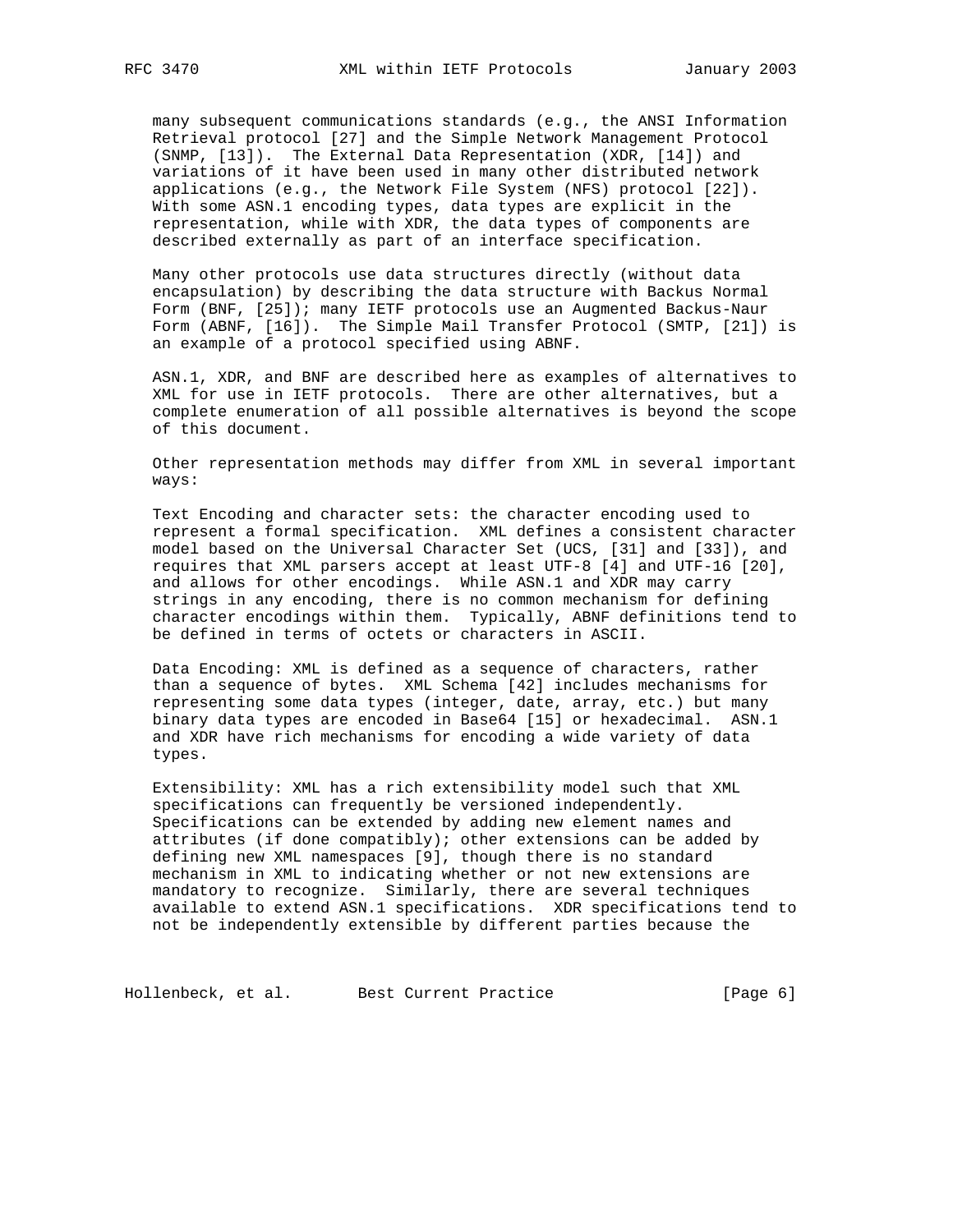many subsequent communications standards (e.g., the ANSI Information Retrieval protocol [27] and the Simple Network Management Protocol (SNMP, [13]). The External Data Representation (XDR, [14]) and variations of it have been used in many other distributed network applications (e.g., the Network File System (NFS) protocol [22]). With some ASN.1 encoding types, data types are explicit in the representation, while with XDR, the data types of components are described externally as part of an interface specification.

Many other protocols use data structures directly (without data encapsulation) by describing the data structure with Backus Normal Form (BNF, [25]); many IETF protocols use an Augmented Backus-Naur Form (ABNF, [16]). The Simple Mail Transfer Protocol (SMTP, [21]) is an example of a protocol specified using ABNF.

ASN.1, XDR, and BNF are described here as examples of alternatives to XML for use in IETF protocols. There are other alternatives, but a complete enumeration of all possible alternatives is beyond the scope of this document.

Other representation methods may differ from XML in several important ways:

Text Encoding and character sets: the character encoding used to represent a formal specification. XML defines a consistent character model based on the Universal Character Set (UCS, [31] and [33]), and requires that XML parsers accept at least UTF-8 [4] and UTF-16 [20], and allows for other encodings. While ASN.1 and XDR may carry strings in any encoding, there is no common mechanism for defining character encodings within them. Typically, ABNF definitions tend to be defined in terms of octets or characters in ASCII.

Data Encoding: XML is defined as a sequence of characters, rather than a sequence of bytes. XML Schema [42] includes mechanisms for representing some data types (integer, date, array, etc.) but many binary data types are encoded in Base64 [15] or hexadecimal. ASN.1 and XDR have rich mechanisms for encoding a wide variety of data types.

Extensibility: XML has a rich extensibility model such that XML specifications can frequently be versioned independently. Specifications can be extended by adding new element names and attributes (if done compatibly); other extensions can be added by defining new XML namespaces [9], though there is no standard mechanism in XML to indicating whether or not new extensions are mandatory to recognize. Similarly, there are several techniques available to extend ASN.1 specifications. XDR specifications tend to not be independently extensible by different parties because the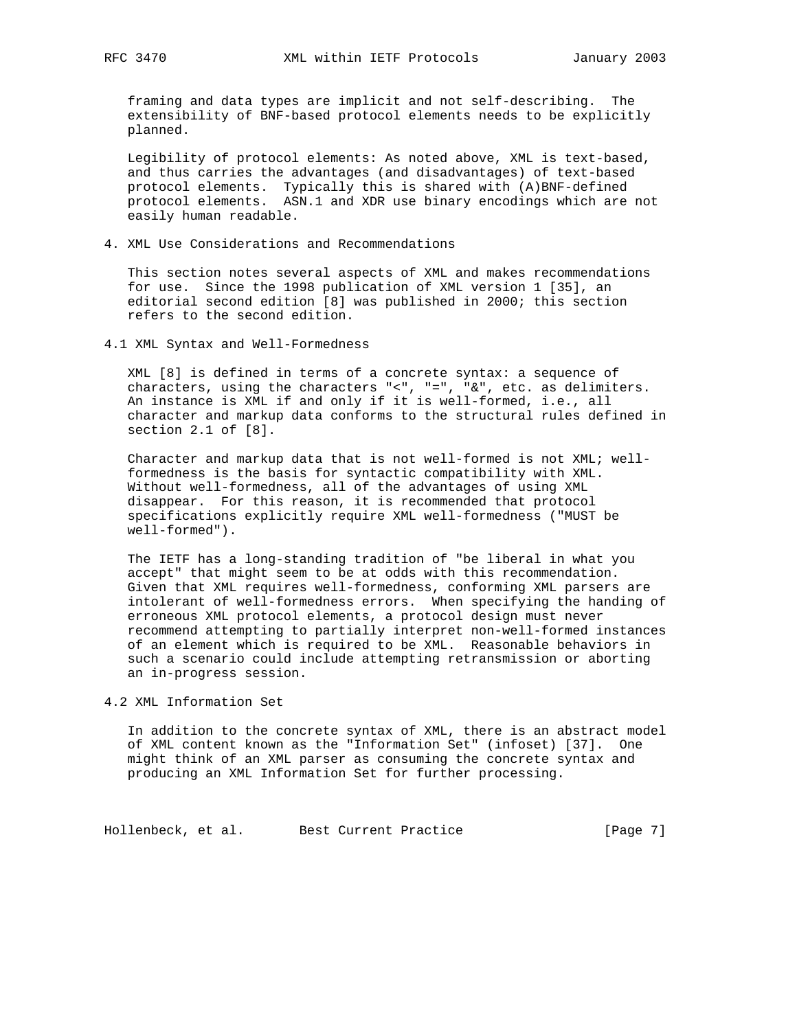framing and data types are implicit and not self-describing. The extensibility of BNF-based protocol elements needs to be explicitly planned.

Legibility of protocol elements: As noted above, XML is text-based, and thus carries the advantages (and disadvantages) of text-based protocol elements. Typically this is shared with (A)BNF-defined protocol elements. ASN.1 and XDR use binary encodings which are not easily human readable.

## 4. XML Use Considerations and Recommendations

This section notes several aspects of XML and makes recommendations for use. Since the 1998 publication of XML version 1 [35], an editorial second edition [8] was published in 2000; this section refers to the second edition.

### 4.1 XML Syntax and Well-Formedness

XML [8] is defined in terms of a concrete syntax: a sequence of characters, using the characters "<", "=", "&", etc. as delimiters. An instance is XML if and only if it is well-formed, i.e., all character and markup data conforms to the structural rules defined in section 2.1 of [8].

Character and markup data that is not well-formed is not XML; well-formedness is the basis for syntactic compatibility with XML. Without well-formedness, all of the advantages of using XML disappear. For this reason, it is recommended that protocol specifications explicitly require XML well-formedness ("MUST be well-formed").

The IETF has a long-standing tradition of "be liberal in what you accept" that might seem to be at odds with this recommendation. Given that XML requires well-formedness, conforming XML parsers are intolerant of well-formedness errors. When specifying the handing of erroneous XML protocol elements, a protocol design must never recommend attempting to partially interpret non-well-formed instances of an element which is required to be XML. Reasonable behaviors in such a scenario could include attempting retransmission or aborting an in-progress session.

### 4.2 XML Information Set

In addition to the concrete syntax of XML, there is an abstract model of XML content known as the "Information Set" (infoset) [37]. One might think of an XML parser as consuming the concrete syntax and producing an XML Information Set for further processing.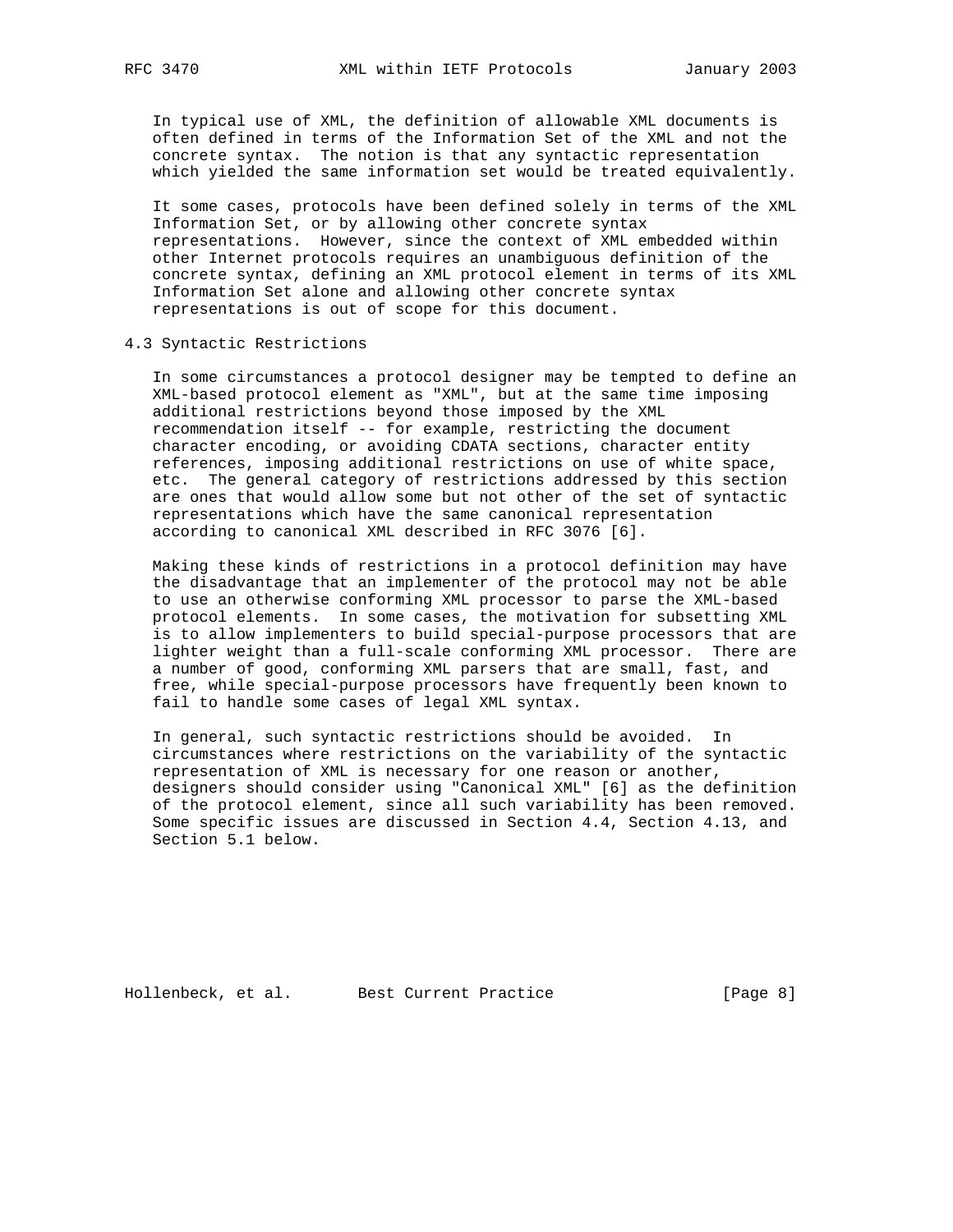In typical use of XML, the definition of allowable XML documents is often defined in terms of the Information Set of the XML and not the concrete syntax. The notion is that any syntactic representation which yielded the same information set would be treated equivalently.

It some cases, protocols have been defined solely in terms of the XML Information Set, or by allowing other concrete syntax representations. However, since the context of XML embedded within other Internet protocols requires an unambiguous definition of the concrete syntax, defining an XML protocol element in terms of its XML Information Set alone and allowing other concrete syntax representations is out of scope for this document.

### 4.3 Syntactic Restrictions

In some circumstances a protocol designer may be tempted to define an XML-based protocol element as "XML", but at the same time imposing additional restrictions beyond those imposed by the XML recommendation itself -- for example, restricting the document character encoding, or avoiding CDATA sections, character entity references, imposing additional restrictions on use of white space, etc. The general category of restrictions addressed by this section are ones that would allow some but not other of the set of syntactic representations which have the same canonical representation according to canonical XML described in RFC 3076 [6].

Making these kinds of restrictions in a protocol definition may have the disadvantage that an implementer of the protocol may not be able to use an otherwise conforming XML processor to parse the XML-based protocol elements. In some cases, the motivation for subsetting XML is to allow implementers to build special-purpose processors that are lighter weight than a full-scale conforming XML processor. There are a number of good, conforming XML parsers that are small, fast, and free, while special-purpose processors have frequently been known to fail to handle some cases of legal XML syntax.

In general, such syntactic restrictions should be avoided. In circumstances where restrictions on the variability of the syntactic representation of XML is necessary for one reason or another, designers should consider using "Canonical XML" [6] as the definition of the protocol element, since all such variability has been removed. Some specific issues are discussed in Section 4.4, Section 4.13, and Section 5.1 below.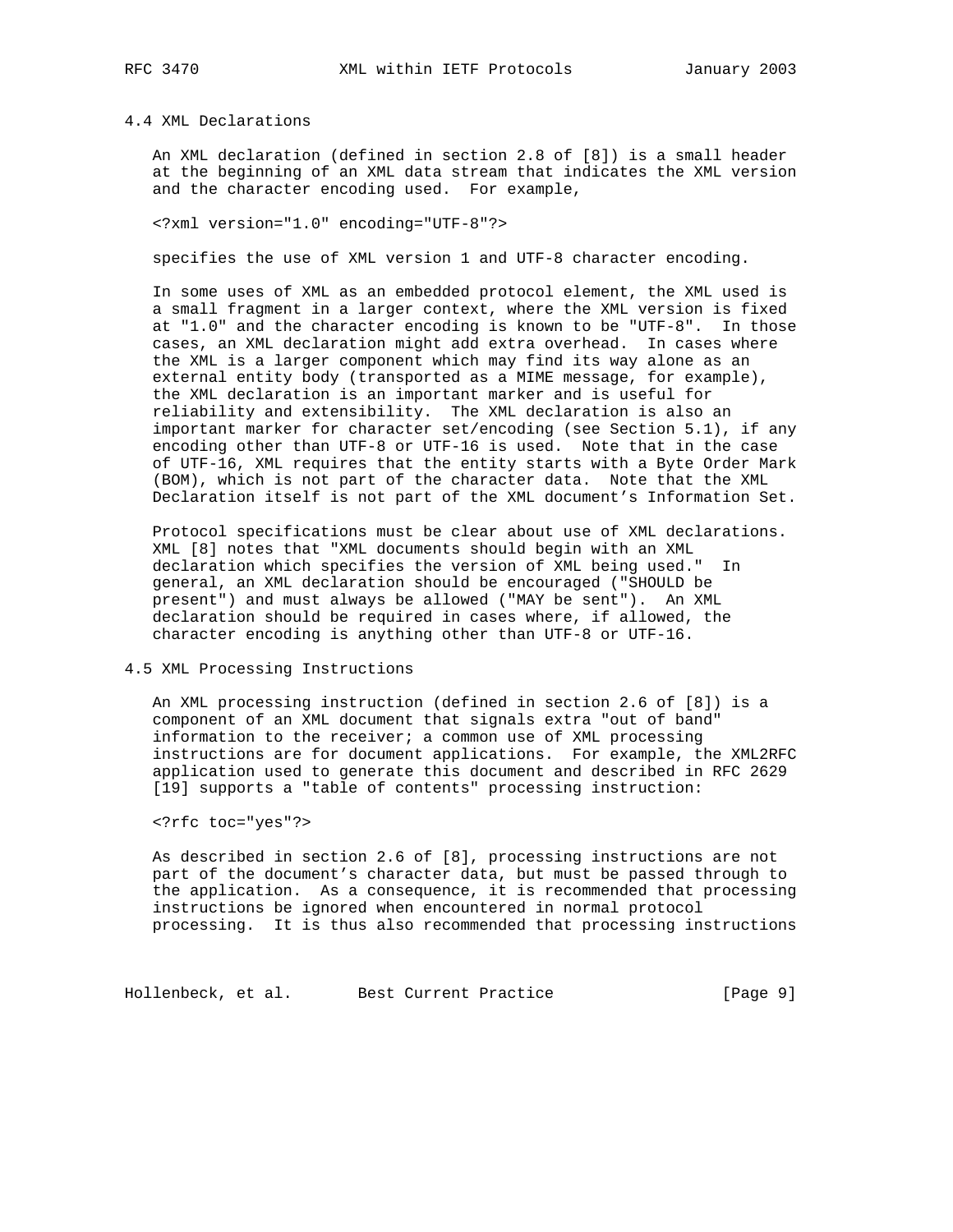### 4.4 XML Declarations

An XML declaration (defined in section 2.8 of [8]) is a small header at the beginning of an XML data stream that indicates the XML version and the character encoding used. For example,

```
<?xml version="1.0" encoding="UTF-8"?>
```

specifies the use of XML version 1 and UTF-8 character encoding.

In some uses of XML as an embedded protocol element, the XML used is a small fragment in a larger context, where the XML version is fixed at "1.0" and the character encoding is known to be "UTF-8". In those cases, an XML declaration might add extra overhead. In cases where the XML is a larger component which may find its way alone as an external entity body (transported as a MIME message, for example), the XML declaration is an important marker and is useful for reliability and extensibility. The XML declaration is also an important marker for character set/encoding (see Section 5.1), if any encoding other than UTF-8 or UTF-16 is used. Note that in the case of UTF-16, XML requires that the entity starts with a Byte Order Mark (BOM), which is not part of the character data. Note that the XML Declaration itself is not part of the XML document's Information Set.

Protocol specifications must be clear about use of XML declarations. XML [8] notes that "XML documents should begin with an XML declaration which specifies the version of XML being used." In general, an XML declaration should be encouraged ("SHOULD be present") and must always be allowed ("MAY be sent"). An XML declaration should be required in cases where, if allowed, the character encoding is anything other than UTF-8 or UTF-16.

### 4.5 XML Processing Instructions

An XML processing instruction (defined in section 2.6 of [8]) is a component of an XML document that signals extra "out of band" information to the receiver; a common use of XML processing instructions are for document applications. For example, the XML2RFC application used to generate this document and described in RFC 2629 [19] supports a "table of contents" processing instruction:

```
<?rfc toc="yes"?>
```

As described in section 2.6 of [8], processing instructions are not part of the document's character data, but must be passed through to the application. As a consequence, it is recommended that processing instructions be ignored when encountered in normal protocol processing. It is thus also recommended that processing instructions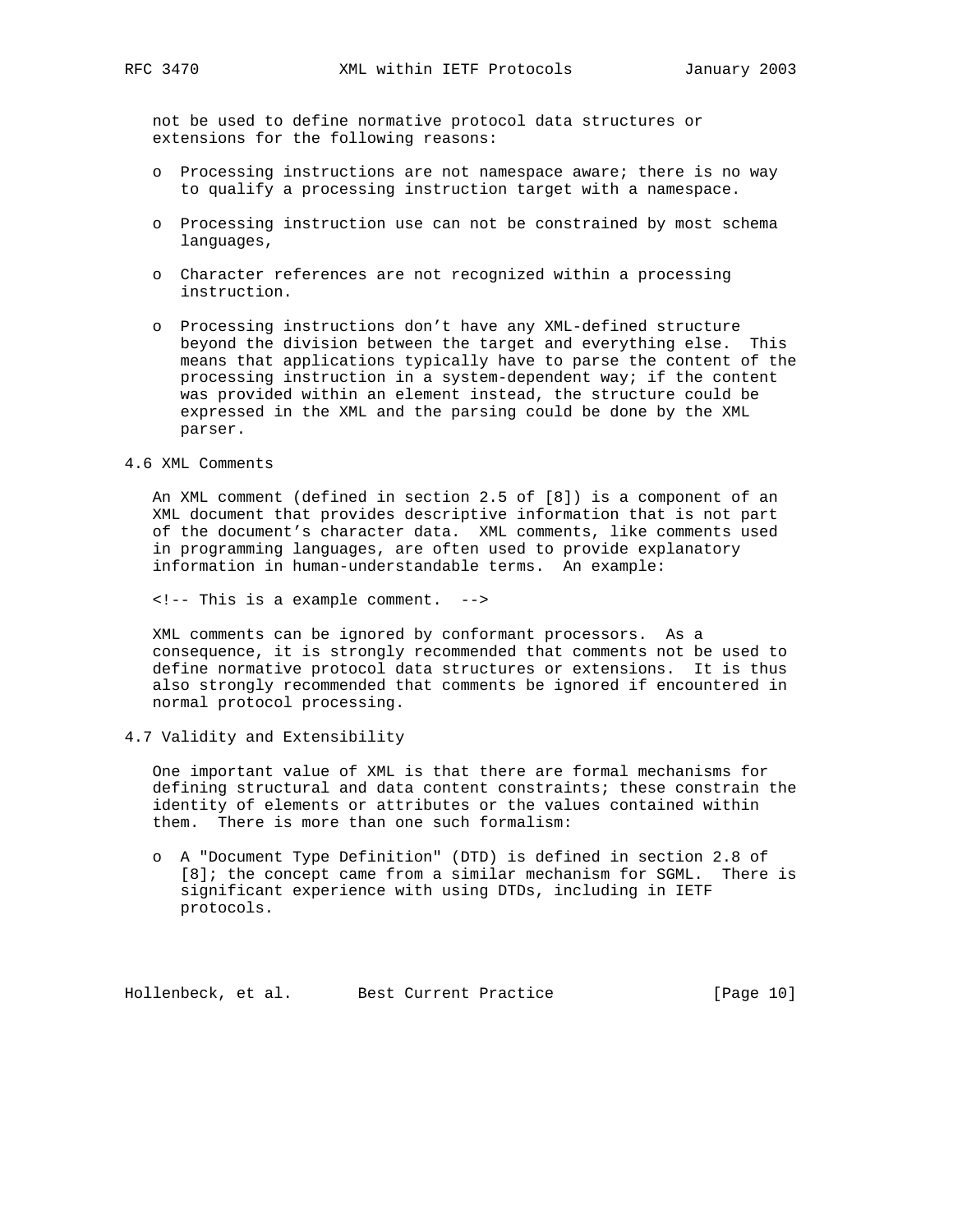not be used to define normative protocol data structures or extensions for the following reasons:

- Processing instructions are not namespace aware; there is no way to qualify a processing instruction target with a namespace.
- Processing instruction use can not be constrained by most schema languages,
- Character references are not recognized within a processing instruction.
- Processing instructions don't have any XML-defined structure beyond the division between the target and everything else. This means that applications typically have to parse the content of the processing instruction in a system-dependent way; if the content was provided within an element instead, the structure could be expressed in the XML and the parsing could be done by the XML parser.

### 4.6 XML Comments

An XML comment (defined in section 2.5 of [8]) is a component of an XML document that provides descriptive information that is not part of the document's character data. XML comments, like comments used in programming languages, are often used to provide explanatory information in human-understandable terms. An example:

```
<!-- This is a example comment.  -->
```

XML comments can be ignored by conformant processors. As a consequence, it is strongly recommended that comments not be used to define normative protocol data structures or extensions. It is thus also strongly recommended that comments be ignored if encountered in normal protocol processing.

### 4.7 Validity and Extensibility

One important value of XML is that there are formal mechanisms for defining structural and data content constraints; these constrain the identity of elements or attributes or the values contained within them. There is more than one such formalism:

- A "Document Type Definition" (DTD) is defined in section 2.8 of [8]; the concept came from a similar mechanism for SGML. There is significant experience with using DTDs, including in IETF protocols.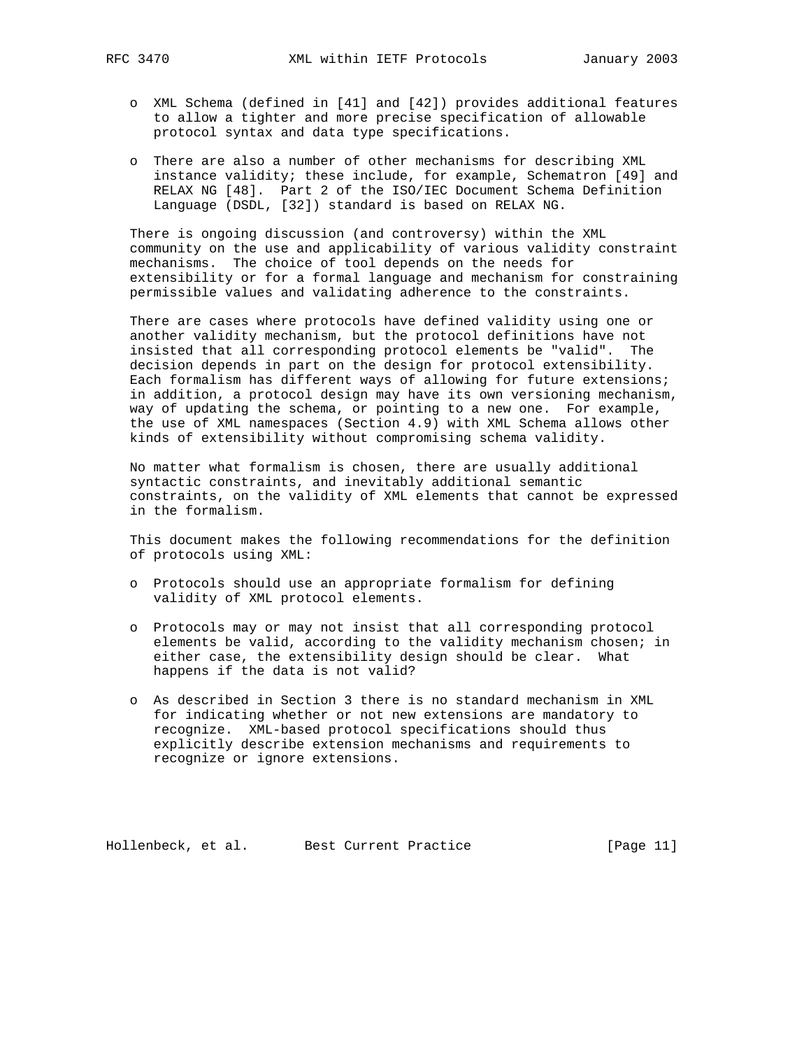- XML Schema (defined in [41] and [42]) provides additional features to allow a tighter and more precise specification of allowable protocol syntax and data type specifications.

- There are also a number of other mechanisms for describing XML instance validity; these include, for example, Schematron [49] and RELAX NG [48]. Part 2 of the ISO/IEC Document Schema Definition Language (DSDL, [32]) standard is based on RELAX NG.

There is ongoing discussion (and controversy) within the XML community on the use and applicability of various validity constraint mechanisms. The choice of tool depends on the needs for extensibility or for a formal language and mechanism for constraining permissible values and validating adherence to the constraints.

There are cases where protocols have defined validity using one or another validity mechanism, but the protocol definitions have not insisted that all corresponding protocol elements be "valid". The decision depends in part on the design for protocol extensibility. Each formalism has different ways of allowing for future extensions; in addition, a protocol design may have its own versioning mechanism, way of updating the schema, or pointing to a new one. For example, the use of XML namespaces (Section 4.9) with XML Schema allows other kinds of extensibility without compromising schema validity.

No matter what formalism is chosen, there are usually additional syntactic constraints, and inevitably additional semantic constraints, on the validity of XML elements that cannot be expressed in the formalism.

This document makes the following recommendations for the definition of protocols using XML:

- Protocols should use an appropriate formalism for defining validity of XML protocol elements.

- Protocols may or may not insist that all corresponding protocol elements be valid, according to the validity mechanism chosen; in either case, the extensibility design should be clear. What happens if the data is not valid?

- As described in Section 3 there is no standard mechanism in XML for indicating whether or not new extensions are mandatory to recognize. XML-based protocol specifications should thus explicitly describe extension mechanisms and requirements to recognize or ignore extensions.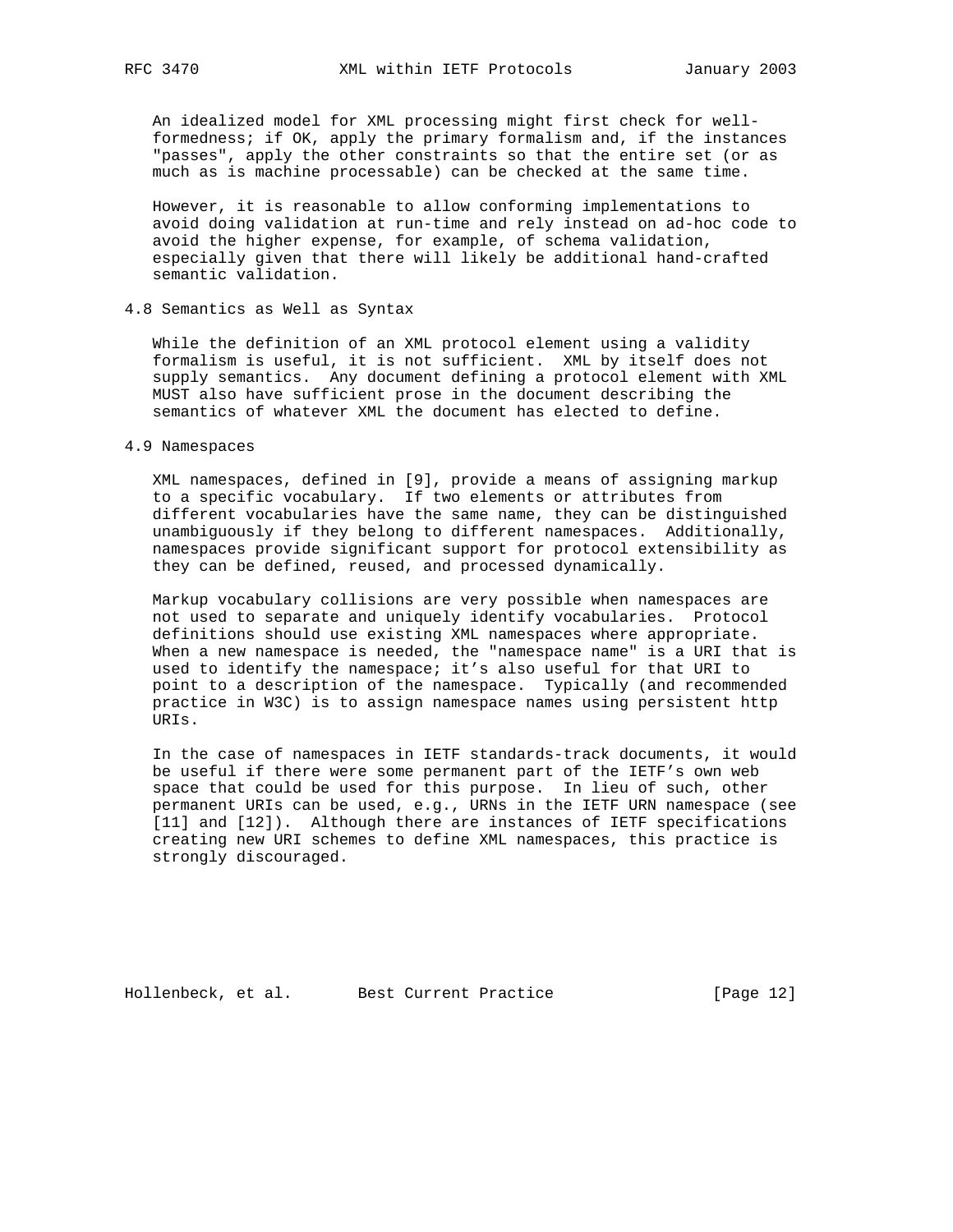An idealized model for XML processing might first check for well-formedness; if OK, apply the primary formalism and, if the instances "passes", apply the other constraints so that the entire set (or as much as is machine processable) can be checked at the same time.

However, it is reasonable to allow conforming implementations to avoid doing validation at run-time and rely instead on ad-hoc code to avoid the higher expense, for example, of schema validation, especially given that there will likely be additional hand-crafted semantic validation.

### 4.8 Semantics as Well as Syntax

While the definition of an XML protocol element using a validity formalism is useful, it is not sufficient. XML by itself does not supply semantics. Any document defining a protocol element with XML MUST also have sufficient prose in the document describing the semantics of whatever XML the document has elected to define.

### 4.9 Namespaces

XML namespaces, defined in [9], provide a means of assigning markup to a specific vocabulary. If two elements or attributes from different vocabularies have the same name, they can be distinguished unambiguously if they belong to different namespaces. Additionally, namespaces provide significant support for protocol extensibility as they can be defined, reused, and processed dynamically.

Markup vocabulary collisions are very possible when namespaces are not used to separate and uniquely identify vocabularies. Protocol definitions should use existing XML namespaces where appropriate. When a new namespace is needed, the "namespace name" is a URI that is used to identify the namespace; it's also useful for that URI to point to a description of the namespace. Typically (and recommended practice in W3C) is to assign namespace names using persistent http URIs.

In the case of namespaces in IETF standards-track documents, it would be useful if there were some permanent part of the IETF's own web space that could be used for this purpose. In lieu of such, other permanent URIs can be used, e.g., URNs in the IETF URN namespace (see [11] and [12]). Although there are instances of IETF specifications creating new URI schemes to define XML namespaces, this practice is strongly discouraged.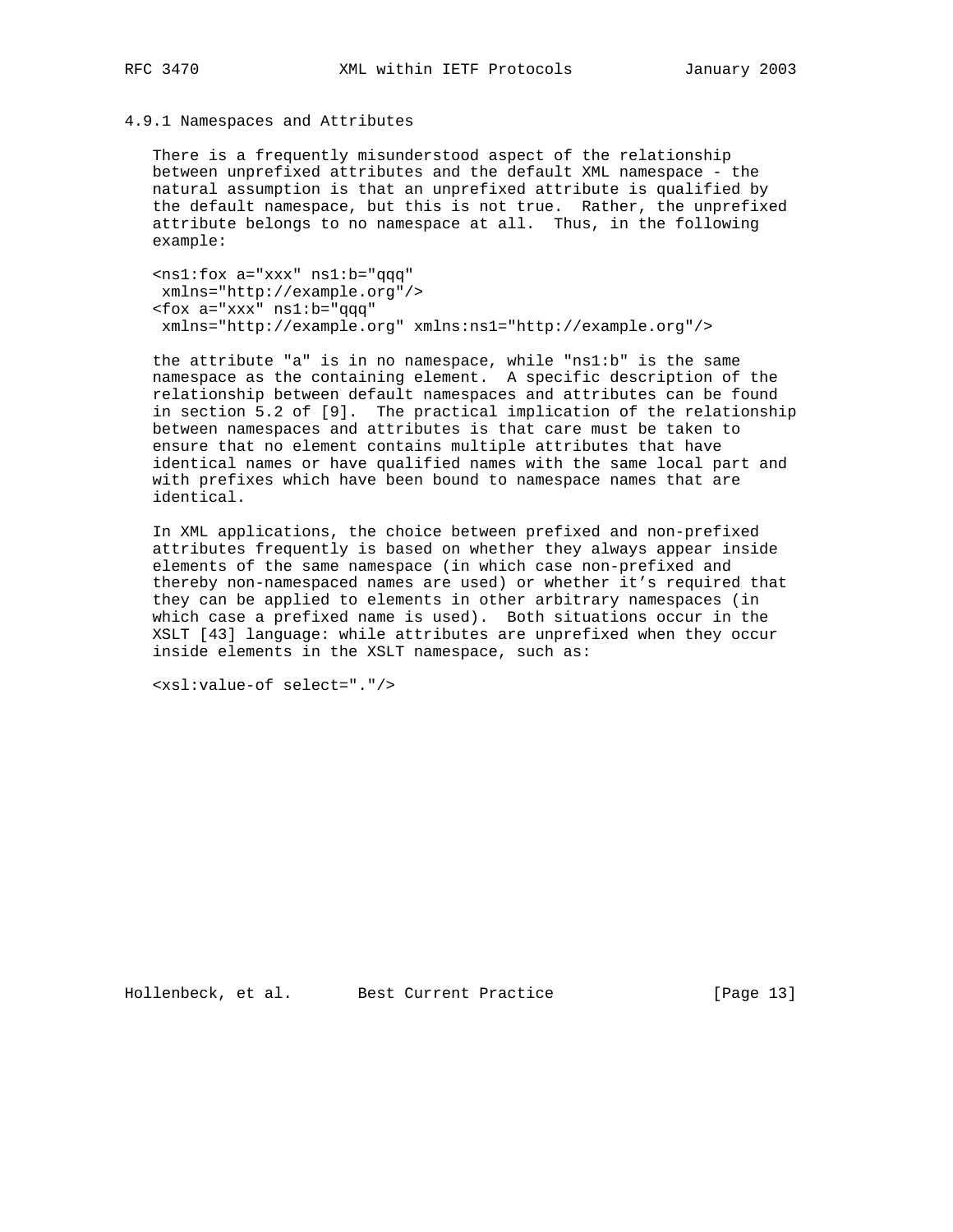### 4.9.1 Namespaces and Attributes

There is a frequently misunderstood aspect of the relationship between unprefixed attributes and the default XML namespace - the natural assumption is that an unprefixed attribute is qualified by the default namespace, but this is not true. Rather, the unprefixed attribute belongs to no namespace at all. Thus, in the following example:

```
<ns1:fox a="xxx" ns1:b="qqq"
 xmlns="http://example.org"/>
<fox a="xxx" ns1:b="qqq"
 xmlns="http://example.org" xmlns:ns1="http://example.org"/>
```

the attribute "a" is in no namespace, while "ns1:b" is the same namespace as the containing element. A specific description of the relationship between default namespaces and attributes can be found in section 5.2 of [9]. The practical implication of the relationship between namespaces and attributes is that care must be taken to ensure that no element contains multiple attributes that have identical names or have qualified names with the same local part and with prefixes which have been bound to namespace names that are identical.

In XML applications, the choice between prefixed and non-prefixed attributes frequently is based on whether they always appear inside elements of the same namespace (in which case non-prefixed and thereby non-namespaced names are used) or whether it's required that they can be applied to elements in other arbitrary namespaces (in which case a prefixed name is used). Both situations occur in the XSLT [43] language: while attributes are unprefixed when they occur inside elements in the XSLT namespace, such as:

```
<xsl:value-of select="."/>
```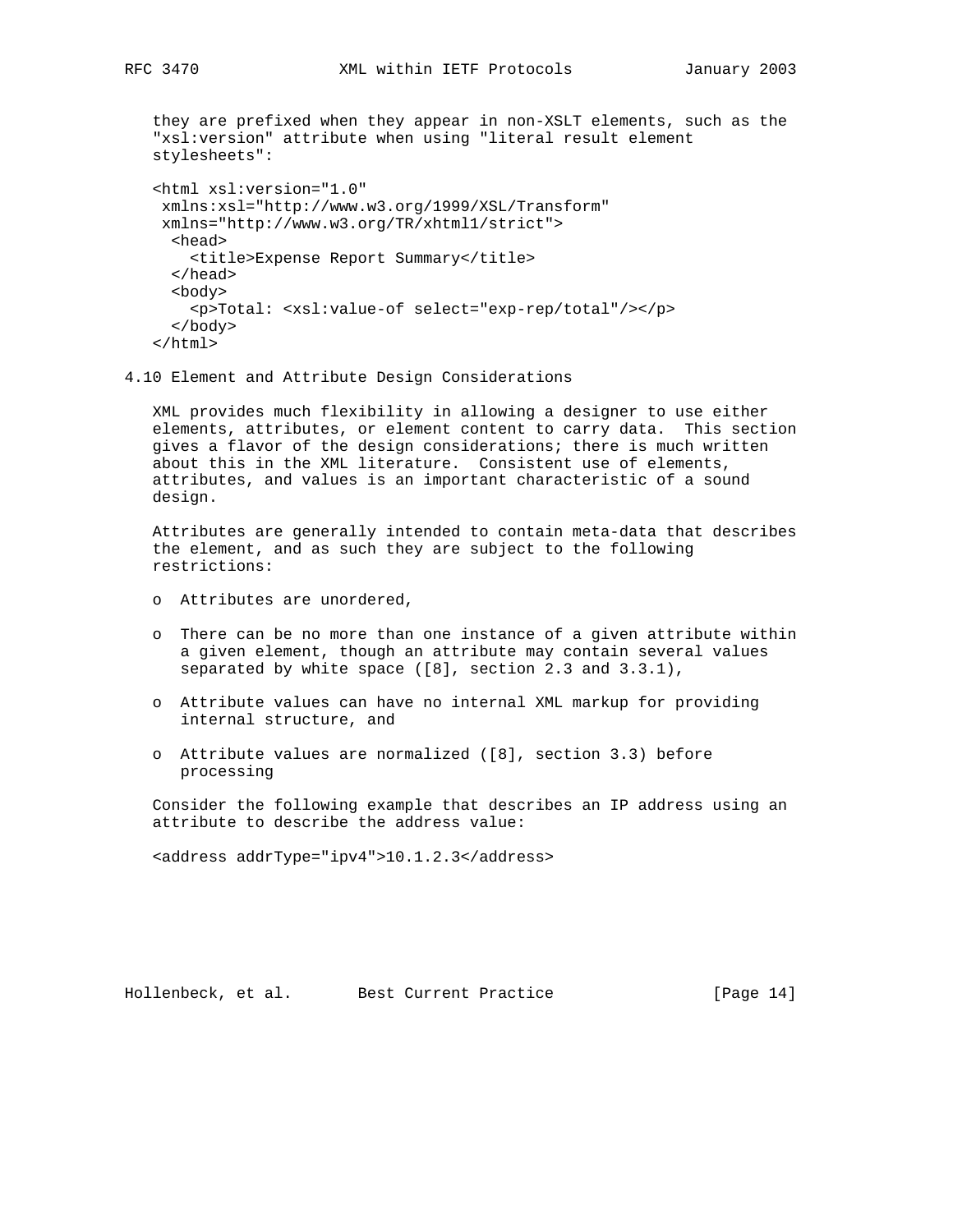they are prefixed when they appear in non-XSLT elements, such as the "xsl:version" attribute when using "literal result element stylesheets":

```
<html xsl:version="1.0"
 xmlns:xsl="http://www.w3.org/1999/XSL/Transform"
 xmlns="http://www.w3.org/TR/xhtml1/strict">
  <head>
    <title>Expense Report Summary</title>
  </head>
  <body>
    <p>Total: <xsl:value-of select="exp-rep/total"/></p>
  </body>
</html>
```

### 4.10 Element and Attribute Design Considerations

XML provides much flexibility in allowing a designer to use either elements, attributes, or element content to carry data. This section gives a flavor of the design considerations; there is much written about this in the XML literature. Consistent use of elements, attributes, and values is an important characteristic of a sound design.

Attributes are generally intended to contain meta-data that describes the element, and as such they are subject to the following restrictions:

- Attributes are unordered,
- There can be no more than one instance of a given attribute within a given element, though an attribute may contain several values separated by white space ([8], section 2.3 and 3.3.1),
- Attribute values can have no internal XML markup for providing internal structure, and
- Attribute values are normalized ([8], section 3.3) before processing

Consider the following example that describes an IP address using an attribute to describe the address value:

```
<address addrType="ipv4">10.1.2.3</address>
```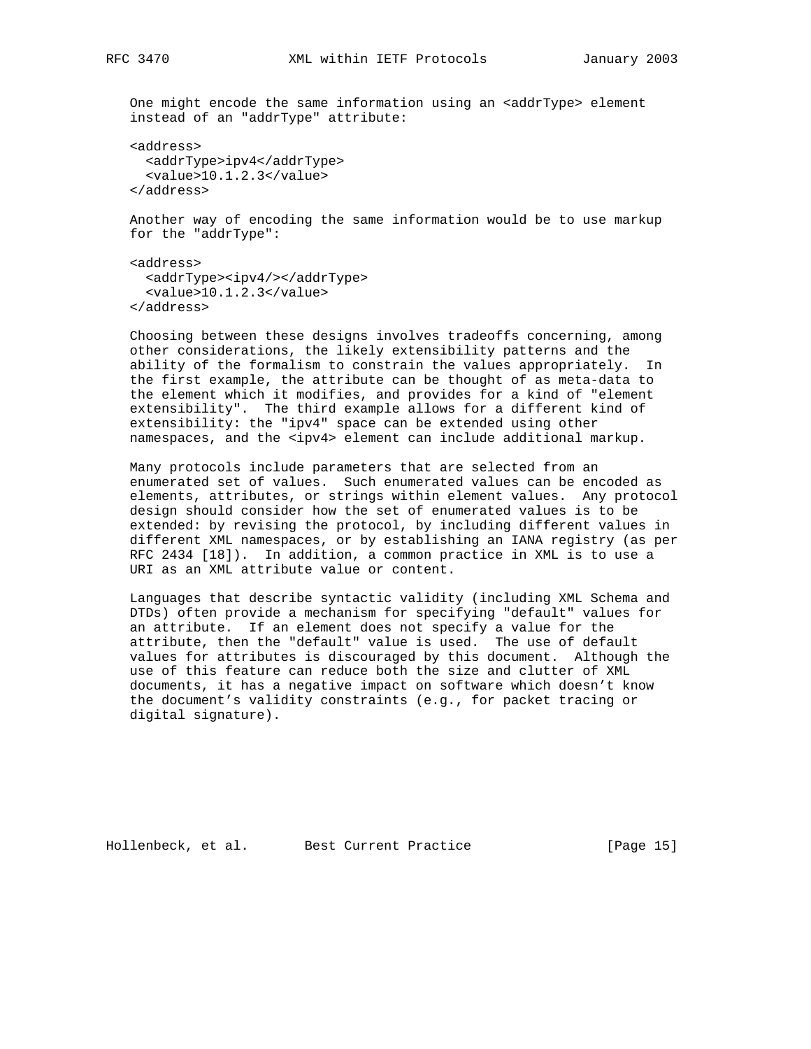One might encode the same information using an <addrType> element instead of an "addrType" attribute:

```
<address>
  <addrType>ipv4</addrType>
  <value>10.1.2.3</value>
</address>
```

Another way of encoding the same information would be to use markup for the "addrType":

```
<address>
  <addrType><ipv4/></addrType>
  <value>10.1.2.3</value>
</address>
```

Choosing between these designs involves tradeoffs concerning, among other considerations, the likely extensibility patterns and the ability of the formalism to constrain the values appropriately. In the first example, the attribute can be thought of as meta-data to the element which it modifies, and provides for a kind of "element extensibility". The third example allows for a different kind of extensibility: the "ipv4" space can be extended using other namespaces, and the <ipv4> element can include additional markup.

Many protocols include parameters that are selected from an enumerated set of values. Such enumerated values can be encoded as elements, attributes, or strings within element values. Any protocol design should consider how the set of enumerated values is to be extended: by revising the protocol, by including different values in different XML namespaces, or by establishing an IANA registry (as per RFC 2434 [18]). In addition, a common practice in XML is to use a URI as an XML attribute value or content.

Languages that describe syntactic validity (including XML Schema and DTDs) often provide a mechanism for specifying "default" values for an attribute. If an element does not specify a value for the attribute, then the "default" value is used. The use of default values for attributes is discouraged by this document. Although the use of this feature can reduce both the size and clutter of XML documents, it has a negative impact on software which doesn't know the document's validity constraints (e.g., for packet tracing or digital signature).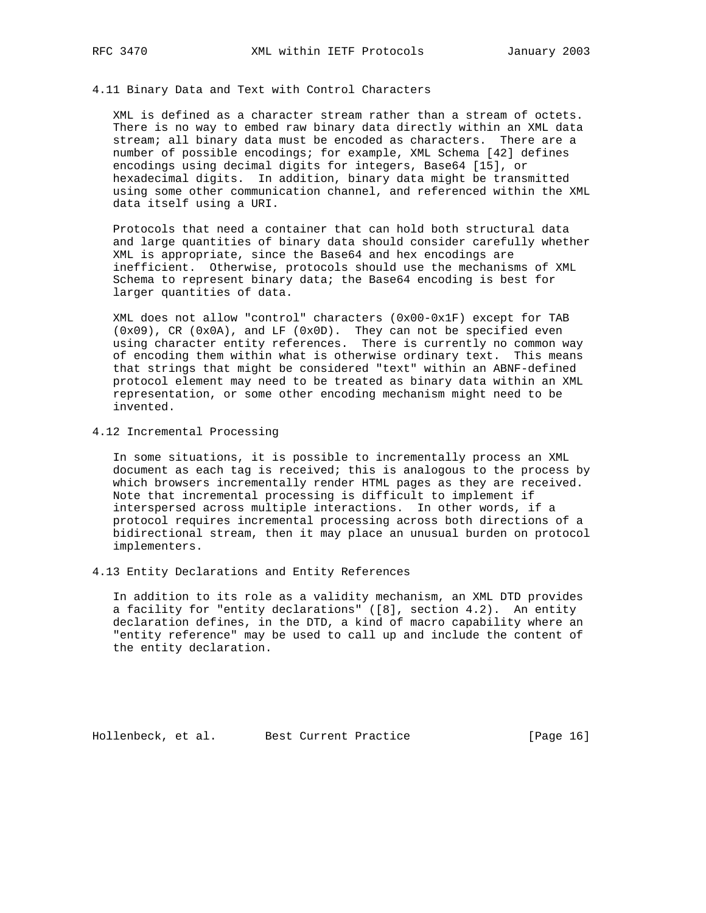### 4.11 Binary Data and Text with Control Characters

XML is defined as a character stream rather than a stream of octets. There is no way to embed raw binary data directly within an XML data stream; all binary data must be encoded as characters. There are a number of possible encodings; for example, XML Schema [42] defines encodings using decimal digits for integers, Base64 [15], or hexadecimal digits. In addition, binary data might be transmitted using some other communication channel, and referenced within the XML data itself using a URI.

Protocols that need a container that can hold both structural data and large quantities of binary data should consider carefully whether XML is appropriate, since the Base64 and hex encodings are inefficient. Otherwise, protocols should use the mechanisms of XML Schema to represent binary data; the Base64 encoding is best for larger quantities of data.

XML does not allow "control" characters (0x00-0x1F) except for TAB (0x09), CR (0x0A), and LF (0x0D). They can not be specified even using character entity references. There is currently no common way of encoding them within what is otherwise ordinary text. This means that strings that might be considered "text" within an ABNF-defined protocol element may need to be treated as binary data within an XML representation, or some other encoding mechanism might need to be invented.

### 4.12 Incremental Processing

In some situations, it is possible to incrementally process an XML document as each tag is received; this is analogous to the process by which browsers incrementally render HTML pages as they are received. Note that incremental processing is difficult to implement if interspersed across multiple interactions. In other words, if a protocol requires incremental processing across both directions of a bidirectional stream, then it may place an unusual burden on protocol implementers.

### 4.13 Entity Declarations and Entity References

In addition to its role as a validity mechanism, an XML DTD provides a facility for "entity declarations" ([8], section 4.2). An entity declaration defines, in the DTD, a kind of macro capability where an "entity reference" may be used to call up and include the content of the entity declaration.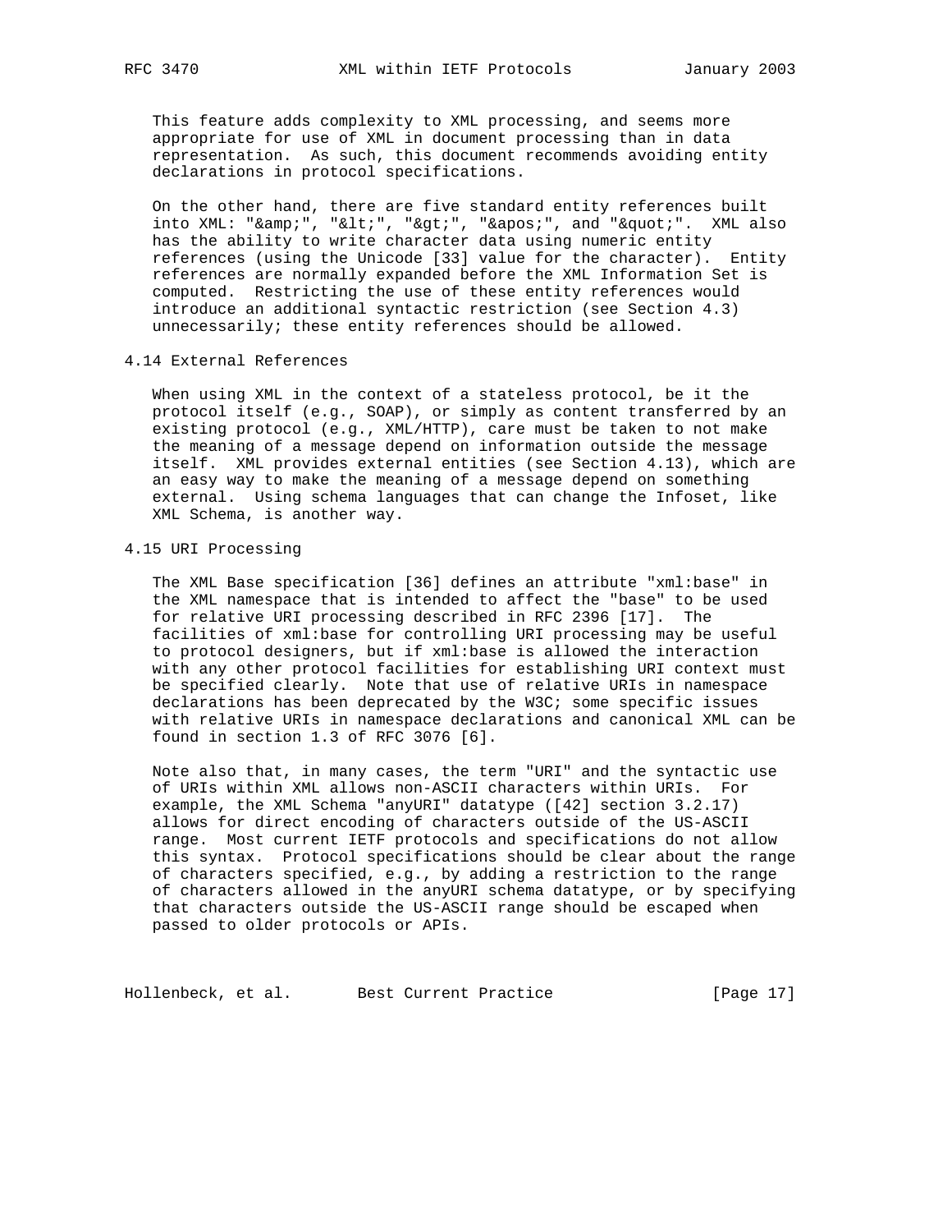This feature adds complexity to XML processing, and seems more appropriate for use of XML in document processing than in data representation. As such, this document recommends avoiding entity declarations in protocol specifications.

On the other hand, there are five standard entity references built into XML: "&amp;", "&lt;", "&gt;", "&apos;", and "&quot;". XML also has the ability to write character data using numeric entity references (using the Unicode [33] value for the character). Entity references are normally expanded before the XML Information Set is computed. Restricting the use of these entity references would introduce an additional syntactic restriction (see Section 4.3) unnecessarily; these entity references should be allowed.

## 4.14 External References

When using XML in the context of a stateless protocol, be it the protocol itself (e.g., SOAP), or simply as content transferred by an existing protocol (e.g., XML/HTTP), care must be taken to not make the meaning of a message depend on information outside the message itself. XML provides external entities (see Section 4.13), which are an easy way to make the meaning of a message depend on something external. Using schema languages that can change the Infoset, like XML Schema, is another way.

## 4.15 URI Processing

The XML Base specification [36] defines an attribute "xml:base" in the XML namespace that is intended to affect the "base" to be used for relative URI processing described in RFC 2396 [17]. The facilities of xml:base for controlling URI processing may be useful to protocol designers, but if xml:base is allowed the interaction with any other protocol facilities for establishing URI context must be specified clearly. Note that use of relative URIs in namespace declarations has been deprecated by the W3C; some specific issues with relative URIs in namespace declarations and canonical XML can be found in section 1.3 of RFC 3076 [6].

Note also that, in many cases, the term "URI" and the syntactic use of URIs within XML allows non-ASCII characters within URIs. For example, the XML Schema "anyURI" datatype ([42] section 3.2.17) allows for direct encoding of characters outside of the US-ASCII range. Most current IETF protocols and specifications do not allow this syntax. Protocol specifications should be clear about the range of characters specified, e.g., by adding a restriction to the range of characters allowed in the anyURI schema datatype, or by specifying that characters outside the US-ASCII range should be escaped when passed to older protocols or APIs.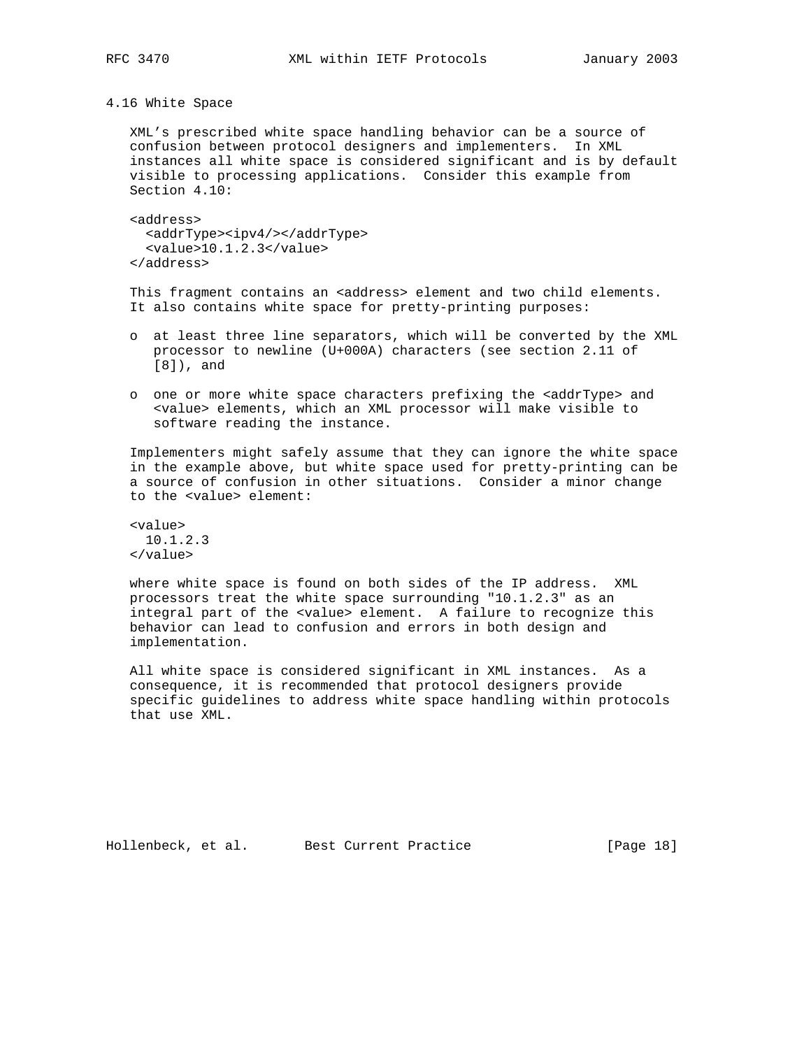### 4.16 White Space

XML's prescribed white space handling behavior can be a source of confusion between protocol designers and implementers. In XML instances all white space is considered significant and is by default visible to processing applications. Consider this example from Section 4.10:

```
<address>
  <addrType><ipv4/></addrType>
  <value>10.1.2.3</value>
</address>
```

This fragment contains an <address> element and two child elements. It also contains white space for pretty-printing purposes:

- at least three line separators, which will be converted by the XML processor to newline (U+000A) characters (see section 2.11 of [8]), and
- one or more white space characters prefixing the <addrType> and <value> elements, which an XML processor will make visible to software reading the instance.

Implementers might safely assume that they can ignore the white space in the example above, but white space used for pretty-printing can be a source of confusion in other situations. Consider a minor change to the <value> element:

```
<value>
  10.1.2.3
</value>
```

where white space is found on both sides of the IP address. XML processors treat the white space surrounding "10.1.2.3" as an integral part of the <value> element. A failure to recognize this behavior can lead to confusion and errors in both design and implementation.

All white space is considered significant in XML instances. As a consequence, it is recommended that protocol designers provide specific guidelines to address white space handling within protocols that use XML.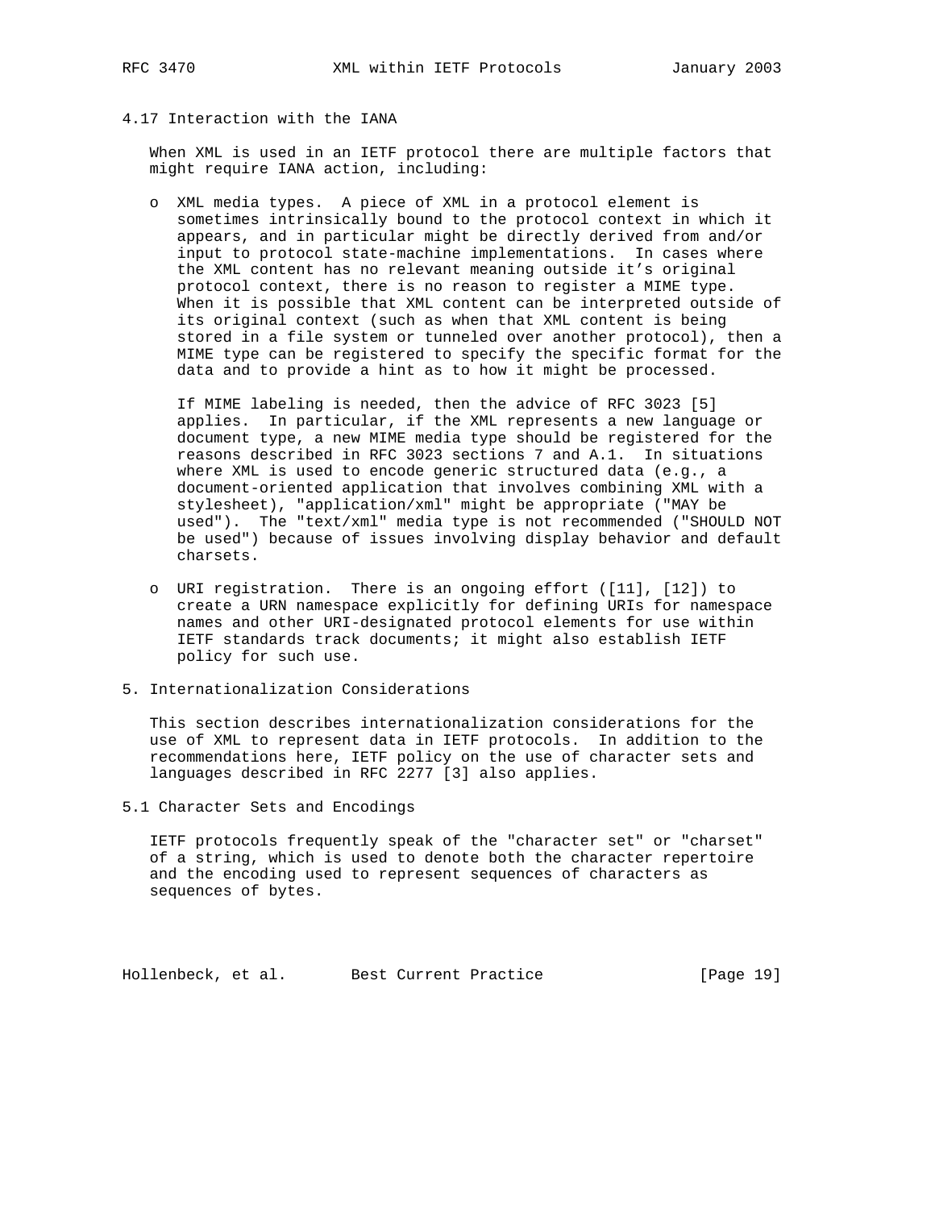### 4.17 Interaction with the IANA

When XML is used in an IETF protocol there are multiple factors that might require IANA action, including:

- XML media types. A piece of XML in a protocol element is sometimes intrinsically bound to the protocol context in which it appears, and in particular might be directly derived from and/or input to protocol state-machine implementations. In cases where the XML content has no relevant meaning outside it's original protocol context, there is no reason to register a MIME type. When it is possible that XML content can be interpreted outside of its original context (such as when that XML content is being stored in a file system or tunneled over another protocol), then a MIME type can be registered to specify the specific format for the data and to provide a hint as to how it might be processed.

  If MIME labeling is needed, then the advice of RFC 3023 [5] applies. In particular, if the XML represents a new language or document type, a new MIME media type should be registered for the reasons described in RFC 3023 sections 7 and A.1. In situations where XML is used to encode generic structured data (e.g., a document-oriented application that involves combining XML with a stylesheet), "application/xml" might be appropriate ("MAY be used"). The "text/xml" media type is not recommended ("SHOULD NOT be used") because of issues involving display behavior and default charsets.

- URI registration. There is an ongoing effort ([11], [12]) to create a URN namespace explicitly for defining URIs for namespace names and other URI-designated protocol elements for use within IETF standards track documents; it might also establish IETF policy for such use.

## 5. Internationalization Considerations

This section describes internationalization considerations for the use of XML to represent data in IETF protocols. In addition to the recommendations here, IETF policy on the use of character sets and languages described in RFC 2277 [3] also applies.

### 5.1 Character Sets and Encodings

IETF protocols frequently speak of the "character set" or "charset" of a string, which is used to denote both the character repertoire and the encoding used to represent sequences of characters as sequences of bytes.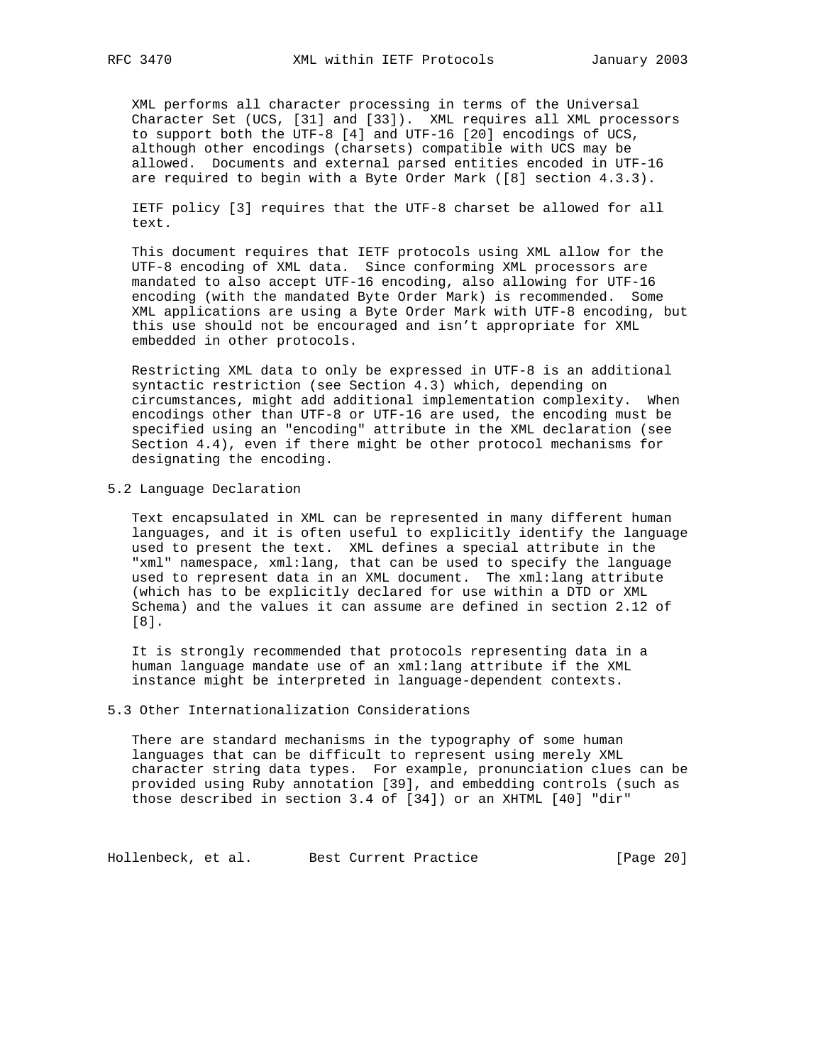XML performs all character processing in terms of the Universal Character Set (UCS, [31] and [33]). XML requires all XML processors to support both the UTF-8 [4] and UTF-16 [20] encodings of UCS, although other encodings (charsets) compatible with UCS may be allowed. Documents and external parsed entities encoded in UTF-16 are required to begin with a Byte Order Mark ([8] section 4.3.3).

IETF policy [3] requires that the UTF-8 charset be allowed for all text.

This document requires that IETF protocols using XML allow for the UTF-8 encoding of XML data. Since conforming XML processors are mandated to also accept UTF-16 encoding, also allowing for UTF-16 encoding (with the mandated Byte Order Mark) is recommended. Some XML applications are using a Byte Order Mark with UTF-8 encoding, but this use should not be encouraged and isn't appropriate for XML embedded in other protocols.

Restricting XML data to only be expressed in UTF-8 is an additional syntactic restriction (see Section 4.3) which, depending on circumstances, might add additional implementation complexity. When encodings other than UTF-8 or UTF-16 are used, the encoding must be specified using an "encoding" attribute in the XML declaration (see Section 4.4), even if there might be other protocol mechanisms for designating the encoding.

## 5.2 Language Declaration

Text encapsulated in XML can be represented in many different human languages, and it is often useful to explicitly identify the language used to present the text. XML defines a special attribute in the "xml" namespace, xml:lang, that can be used to specify the language used to represent data in an XML document. The xml:lang attribute (which has to be explicitly declared for use within a DTD or XML Schema) and the values it can assume are defined in section 2.12 of [8].

It is strongly recommended that protocols representing data in a human language mandate use of an xml:lang attribute if the XML instance might be interpreted in language-dependent contexts.

## 5.3 Other Internationalization Considerations

There are standard mechanisms in the typography of some human languages that can be difficult to represent using merely XML character string data types. For example, pronunciation clues can be provided using Ruby annotation [39], and embedding controls (such as those described in section 3.4 of [34]) or an XHTML [40] "dir"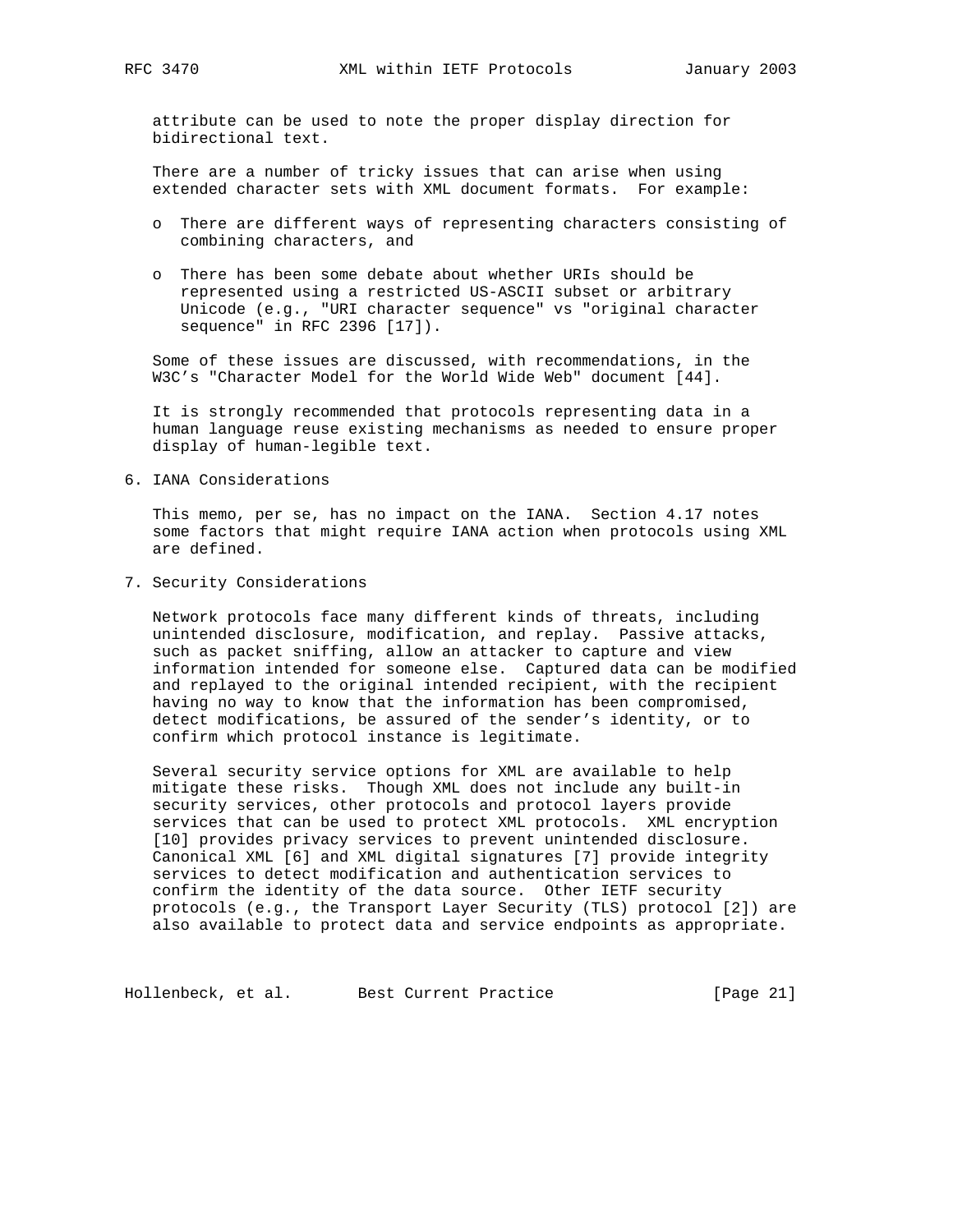attribute can be used to note the proper display direction for bidirectional text.

There are a number of tricky issues that can arise when using extended character sets with XML document formats. For example:

- There are different ways of representing characters consisting of combining characters, and
- There has been some debate about whether URIs should be represented using a restricted US-ASCII subset or arbitrary Unicode (e.g., "URI character sequence" vs "original character sequence" in RFC 2396 [17]).

Some of these issues are discussed, with recommendations, in the W3C's "Character Model for the World Wide Web" document [44].

It is strongly recommended that protocols representing data in a human language reuse existing mechanisms as needed to ensure proper display of human-legible text.

## 6. IANA Considerations

This memo, per se, has no impact on the IANA. Section 4.17 notes some factors that might require IANA action when protocols using XML are defined.

## 7. Security Considerations

Network protocols face many different kinds of threats, including unintended disclosure, modification, and replay. Passive attacks, such as packet sniffing, allow an attacker to capture and view information intended for someone else. Captured data can be modified and replayed to the original intended recipient, with the recipient having no way to know that the information has been compromised, detect modifications, be assured of the sender's identity, or to confirm which protocol instance is legitimate.

Several security service options for XML are available to help mitigate these risks. Though XML does not include any built-in security services, other protocols and protocol layers provide services that can be used to protect XML protocols. XML encryption [10] provides privacy services to prevent unintended disclosure. Canonical XML [6] and XML digital signatures [7] provide integrity services to detect modification and authentication services to confirm the identity of the data source. Other IETF security protocols (e.g., the Transport Layer Security (TLS) protocol [2]) are also available to protect data and service endpoints as appropriate.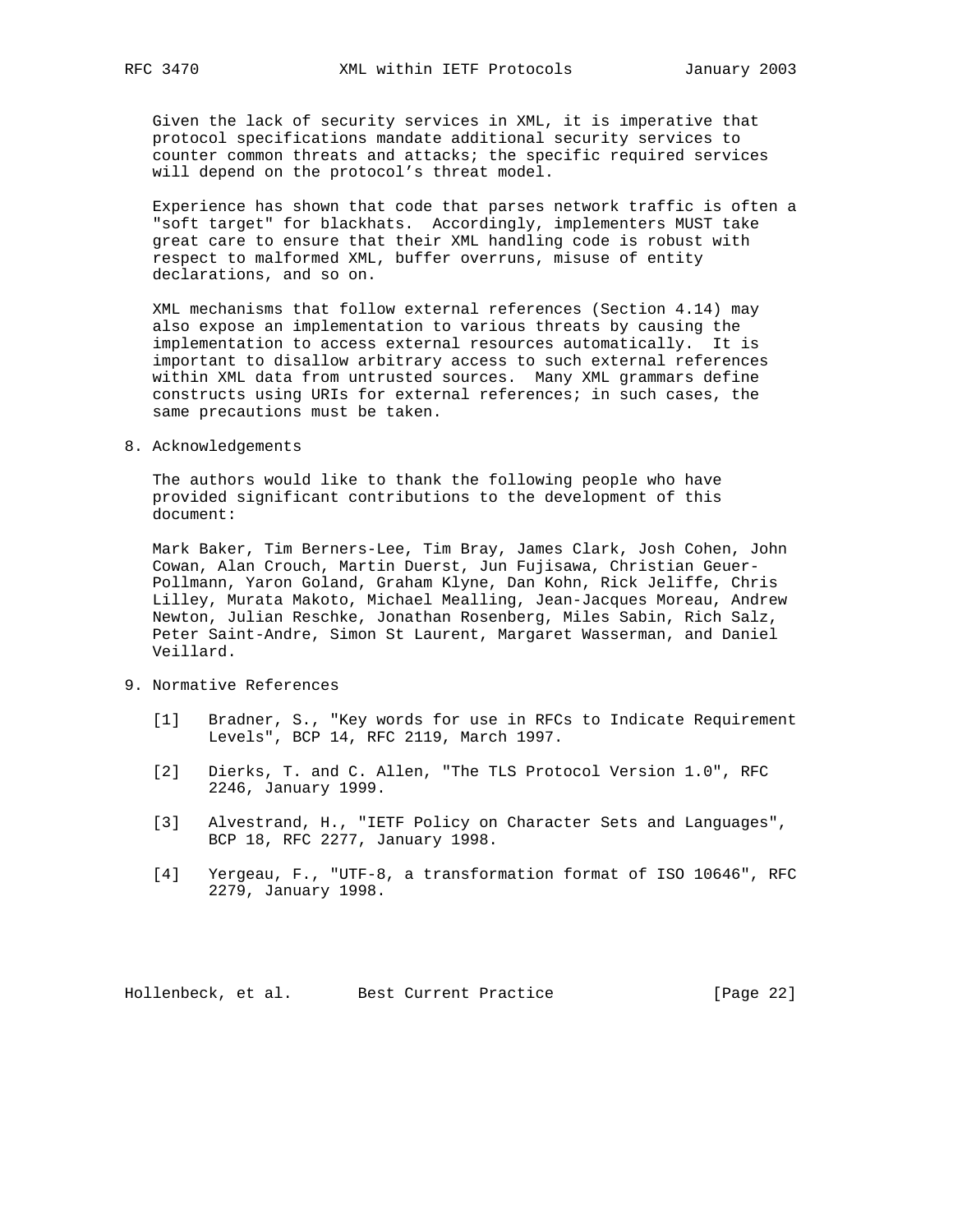Given the lack of security services in XML, it is imperative that protocol specifications mandate additional security services to counter common threats and attacks; the specific required services will depend on the protocol's threat model.

Experience has shown that code that parses network traffic is often a "soft target" for blackhats. Accordingly, implementers MUST take great care to ensure that their XML handling code is robust with respect to malformed XML, buffer overruns, misuse of entity declarations, and so on.

XML mechanisms that follow external references (Section 4.14) may also expose an implementation to various threats by causing the implementation to access external resources automatically. It is important to disallow arbitrary access to such external references within XML data from untrusted sources. Many XML grammars define constructs using URIs for external references; in such cases, the same precautions must be taken.

## 8. Acknowledgements

The authors would like to thank the following people who have provided significant contributions to the development of this document:

Mark Baker, Tim Berners-Lee, Tim Bray, James Clark, Josh Cohen, John Cowan, Alan Crouch, Martin Duerst, Jun Fujisawa, Christian Geuer-Pollmann, Yaron Goland, Graham Klyne, Dan Kohn, Rick Jeliffe, Chris Lilley, Murata Makoto, Michael Mealling, Jean-Jacques Moreau, Andrew Newton, Julian Reschke, Jonathan Rosenberg, Miles Sabin, Rich Salz, Peter Saint-Andre, Simon St Laurent, Margaret Wasserman, and Daniel Veillard.

## 9. Normative References

[1] Bradner, S., "Key words for use in RFCs to Indicate Requirement Levels", BCP 14, RFC 2119, March 1997.

[2] Dierks, T. and C. Allen, "The TLS Protocol Version 1.0", RFC 2246, January 1999.

[3] Alvestrand, H., "IETF Policy on Character Sets and Languages", BCP 18, RFC 2277, January 1998.

[4] Yergeau, F., "UTF-8, a transformation format of ISO 10646", RFC 2279, January 1998.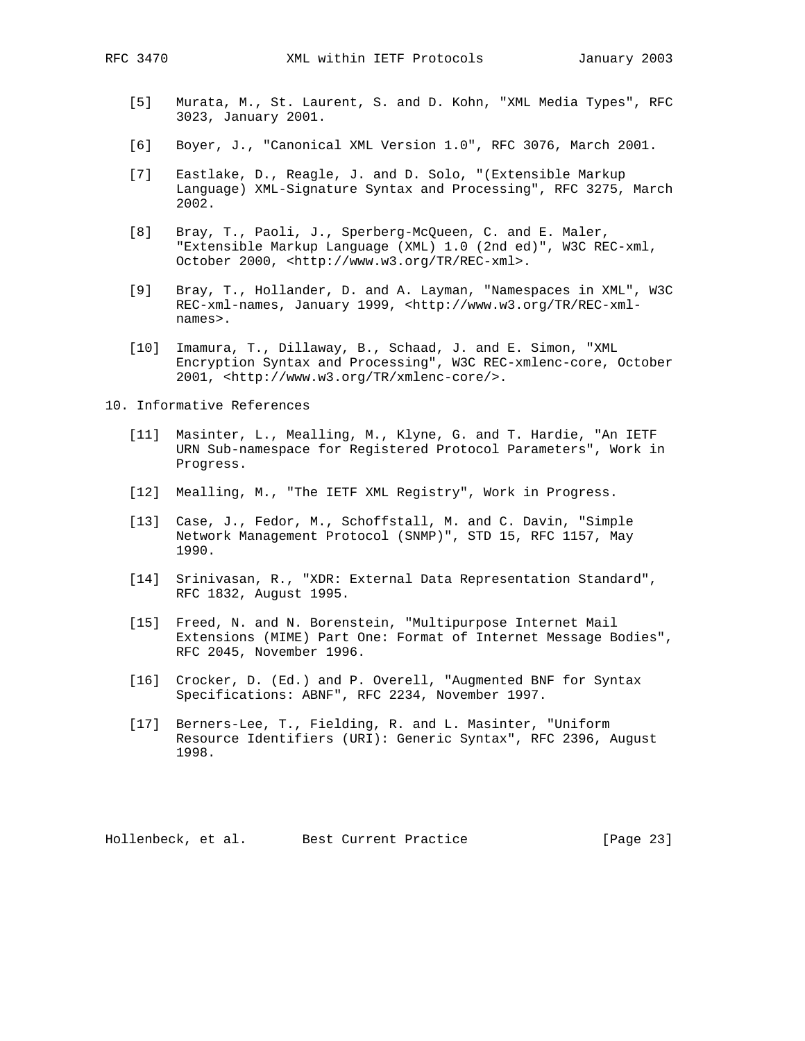[5] Murata, M., St. Laurent, S. and D. Kohn, "XML Media Types", RFC 3023, January 2001.

[6] Boyer, J., "Canonical XML Version 1.0", RFC 3076, March 2001.

[7] Eastlake, D., Reagle, J. and D. Solo, "(Extensible Markup Language) XML-Signature Syntax and Processing", RFC 3275, March 2002.

[8] Bray, T., Paoli, J., Sperberg-McQueen, C. and E. Maler, "Extensible Markup Language (XML) 1.0 (2nd ed)", W3C REC-xml, October 2000, <http://www.w3.org/TR/REC-xml>.

[9] Bray, T., Hollander, D. and A. Layman, "Namespaces in XML", W3C REC-xml-names, January 1999, <http://www.w3.org/TR/REC-xml-names>.

[10] Imamura, T., Dillaway, B., Schaad, J. and E. Simon, "XML Encryption Syntax and Processing", W3C REC-xmlenc-core, October 2001, <http://www.w3.org/TR/xmlenc-core/>.

## 10. Informative References

[11] Masinter, L., Mealling, M., Klyne, G. and T. Hardie, "An IETF URN Sub-namespace for Registered Protocol Parameters", Work in Progress.

[12] Mealling, M., "The IETF XML Registry", Work in Progress.

[13] Case, J., Fedor, M., Schoffstall, M. and C. Davin, "Simple Network Management Protocol (SNMP)", STD 15, RFC 1157, May 1990.

[14] Srinivasan, R., "XDR: External Data Representation Standard", RFC 1832, August 1995.

[15] Freed, N. and N. Borenstein, "Multipurpose Internet Mail Extensions (MIME) Part One: Format of Internet Message Bodies", RFC 2045, November 1996.

[16] Crocker, D. (Ed.) and P. Overell, "Augmented BNF for Syntax Specifications: ABNF", RFC 2234, November 1997.

[17] Berners-Lee, T., Fielding, R. and L. Masinter, "Uniform Resource Identifiers (URI): Generic Syntax", RFC 2396, August 1998.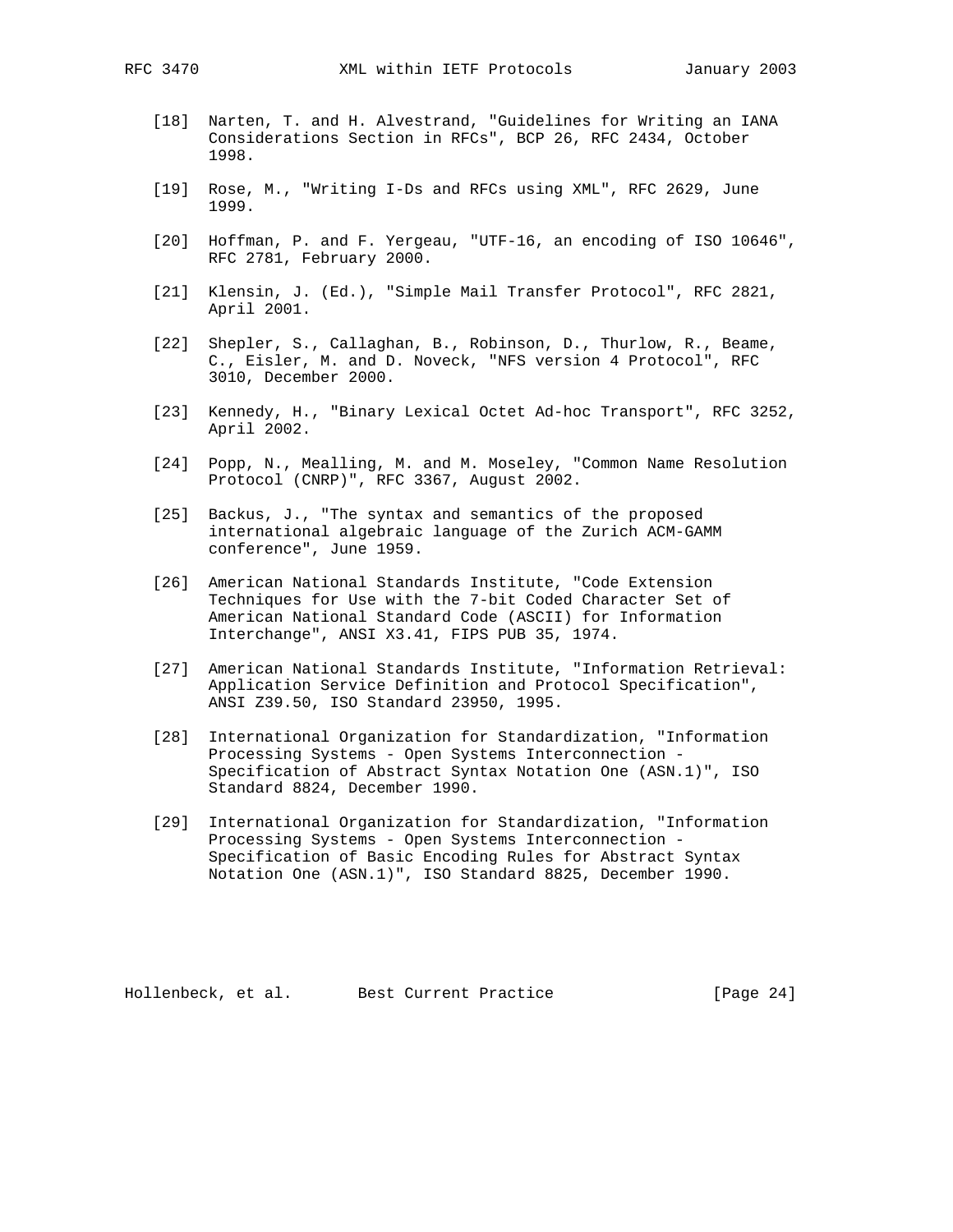[18] Narten, T. and H. Alvestrand, "Guidelines for Writing an IANA Considerations Section in RFCs", BCP 26, RFC 2434, October 1998.

[19] Rose, M., "Writing I-Ds and RFCs using XML", RFC 2629, June 1999.

[20] Hoffman, P. and F. Yergeau, "UTF-16, an encoding of ISO 10646", RFC 2781, February 2000.

[21] Klensin, J. (Ed.), "Simple Mail Transfer Protocol", RFC 2821, April 2001.

[22] Shepler, S., Callaghan, B., Robinson, D., Thurlow, R., Beame, C., Eisler, M. and D. Noveck, "NFS version 4 Protocol", RFC 3010, December 2000.

[23] Kennedy, H., "Binary Lexical Octet Ad-hoc Transport", RFC 3252, April 2002.

[24] Popp, N., Mealling, M. and M. Moseley, "Common Name Resolution Protocol (CNRP)", RFC 3367, August 2002.

[25] Backus, J., "The syntax and semantics of the proposed international algebraic language of the Zurich ACM-GAMM conference", June 1959.

[26] American National Standards Institute, "Code Extension Techniques for Use with the 7-bit Coded Character Set of American National Standard Code (ASCII) for Information Interchange", ANSI X3.41, FIPS PUB 35, 1974.

[27] American National Standards Institute, "Information Retrieval: Application Service Definition and Protocol Specification", ANSI Z39.50, ISO Standard 23950, 1995.

[28] International Organization for Standardization, "Information Processing Systems - Open Systems Interconnection - Specification of Abstract Syntax Notation One (ASN.1)", ISO Standard 8824, December 1990.

[29] International Organization for Standardization, "Information Processing Systems - Open Systems Interconnection - Specification of Basic Encoding Rules for Abstract Syntax Notation One (ASN.1)", ISO Standard 8825, December 1990.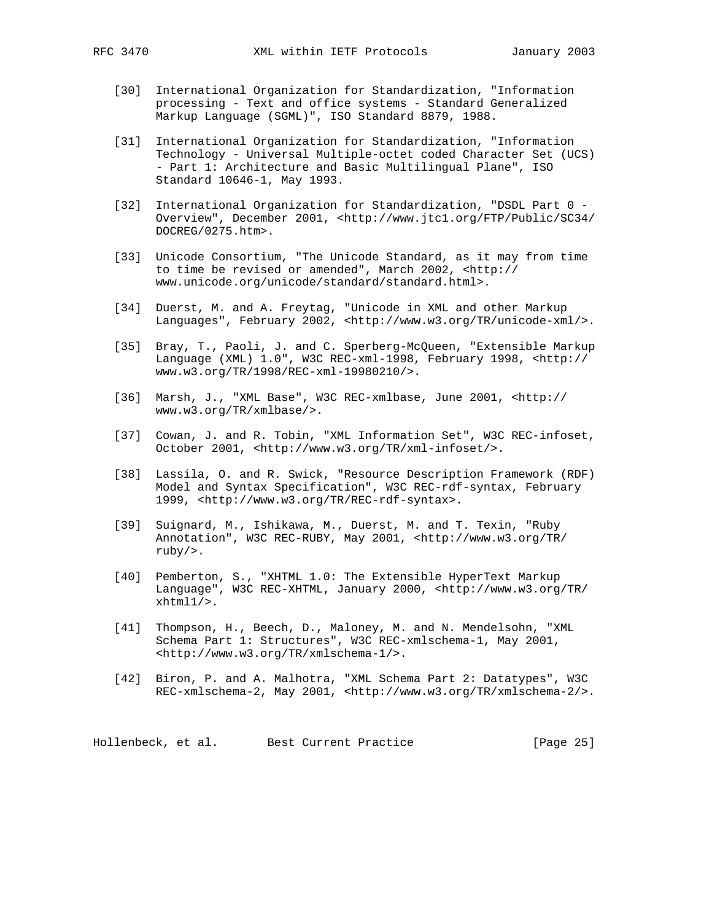[30] International Organization for Standardization, "Information processing - Text and office systems - Standard Generalized Markup Language (SGML)", ISO Standard 8879, 1988.

[31] International Organization for Standardization, "Information Technology - Universal Multiple-octet coded Character Set (UCS) - Part 1: Architecture and Basic Multilingual Plane", ISO Standard 10646-1, May 1993.

[32] International Organization for Standardization, "DSDL Part 0 - Overview", December 2001, <http://www.jtc1.org/FTP/Public/SC34/DOCREG/0275.htm>.

[33] Unicode Consortium, "The Unicode Standard, as it may from time to time be revised or amended", March 2002, <http://www.unicode.org/unicode/standard/standard.html>.

[34] Duerst, M. and A. Freytag, "Unicode in XML and other Markup Languages", February 2002, <http://www.w3.org/TR/unicode-xml/>.

[35] Bray, T., Paoli, J. and C. Sperberg-McQueen, "Extensible Markup Language (XML) 1.0", W3C REC-xml-1998, February 1998, <http://www.w3.org/TR/1998/REC-xml-19980210/>.

[36] Marsh, J., "XML Base", W3C REC-xmlbase, June 2001, <http://www.w3.org/TR/xmlbase/>.

[37] Cowan, J. and R. Tobin, "XML Information Set", W3C REC-infoset, October 2001, <http://www.w3.org/TR/xml-infoset/>.

[38] Lassila, O. and R. Swick, "Resource Description Framework (RDF) Model and Syntax Specification", W3C REC-rdf-syntax, February 1999, <http://www.w3.org/TR/REC-rdf-syntax>.

[39] Suignard, M., Ishikawa, M., Duerst, M. and T. Texin, "Ruby Annotation", W3C REC-RUBY, May 2001, <http://www.w3.org/TR/ruby/>.

[40] Pemberton, S., "XHTML 1.0: The Extensible HyperText Markup Language", W3C REC-XHTML, January 2000, <http://www.w3.org/TR/xhtml1/>.

[41] Thompson, H., Beech, D., Maloney, M. and N. Mendelsohn, "XML Schema Part 1: Structures", W3C REC-xmlschema-1, May 2001, <http://www.w3.org/TR/xmlschema-1/>.

[42] Biron, P. and A. Malhotra, "XML Schema Part 2: Datatypes", W3C REC-xmlschema-2, May 2001, <http://www.w3.org/TR/xmlschema-2/>.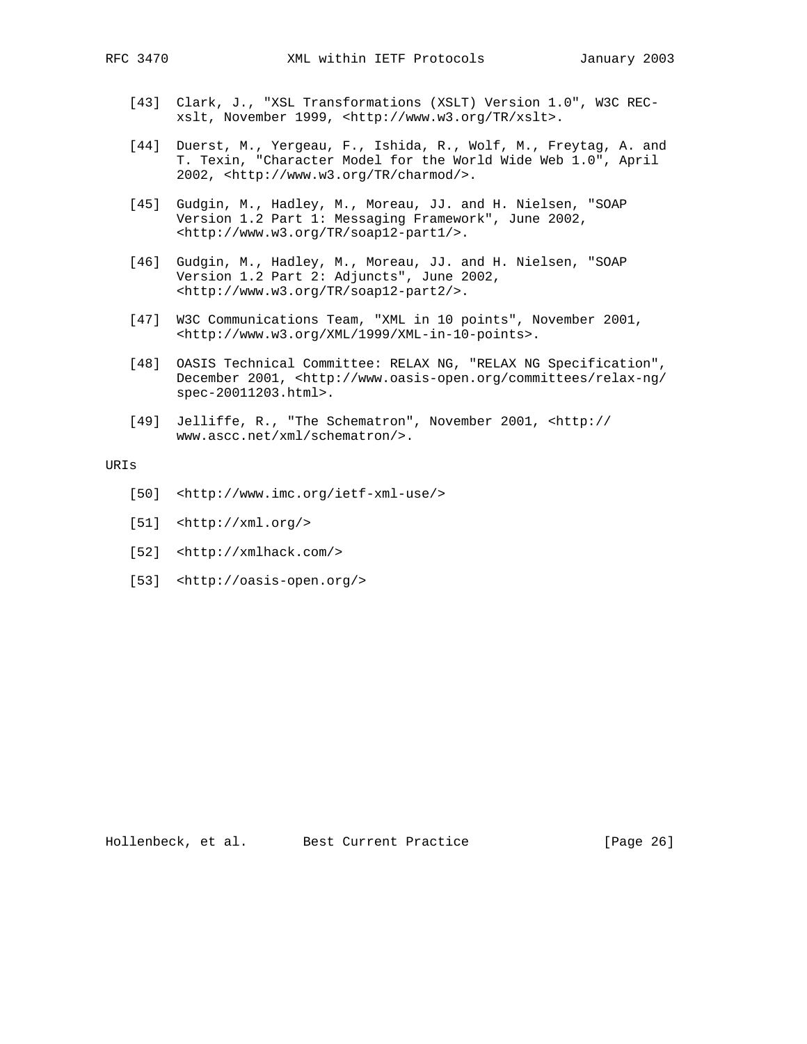[43] Clark, J., "XSL Transformations (XSLT) Version 1.0", W3C REC-xslt, November 1999, <http://www.w3.org/TR/xslt>.

[44] Duerst, M., Yergeau, F., Ishida, R., Wolf, M., Freytag, A. and T. Texin, "Character Model for the World Wide Web 1.0", April 2002, <http://www.w3.org/TR/charmod/>.

[45] Gudgin, M., Hadley, M., Moreau, JJ. and H. Nielsen, "SOAP Version 1.2 Part 1: Messaging Framework", June 2002, <http://www.w3.org/TR/soap12-part1/>.

[46] Gudgin, M., Hadley, M., Moreau, JJ. and H. Nielsen, "SOAP Version 1.2 Part 2: Adjuncts", June 2002, <http://www.w3.org/TR/soap12-part2/>.

[47] W3C Communications Team, "XML in 10 points", November 2001, <http://www.w3.org/XML/1999/XML-in-10-points>.

[48] OASIS Technical Committee: RELAX NG, "RELAX NG Specification", December 2001, <http://www.oasis-open.org/committees/relax-ng/spec-20011203.html>.

[49] Jelliffe, R., "The Schematron", November 2001, <http://www.ascc.net/xml/schematron/>.

URIs

[50] <http://www.imc.org/ietf-xml-use/>

[51] <http://xml.org/>

[52] <http://xmlhack.com/>

[53] <http://oasis-open.org/>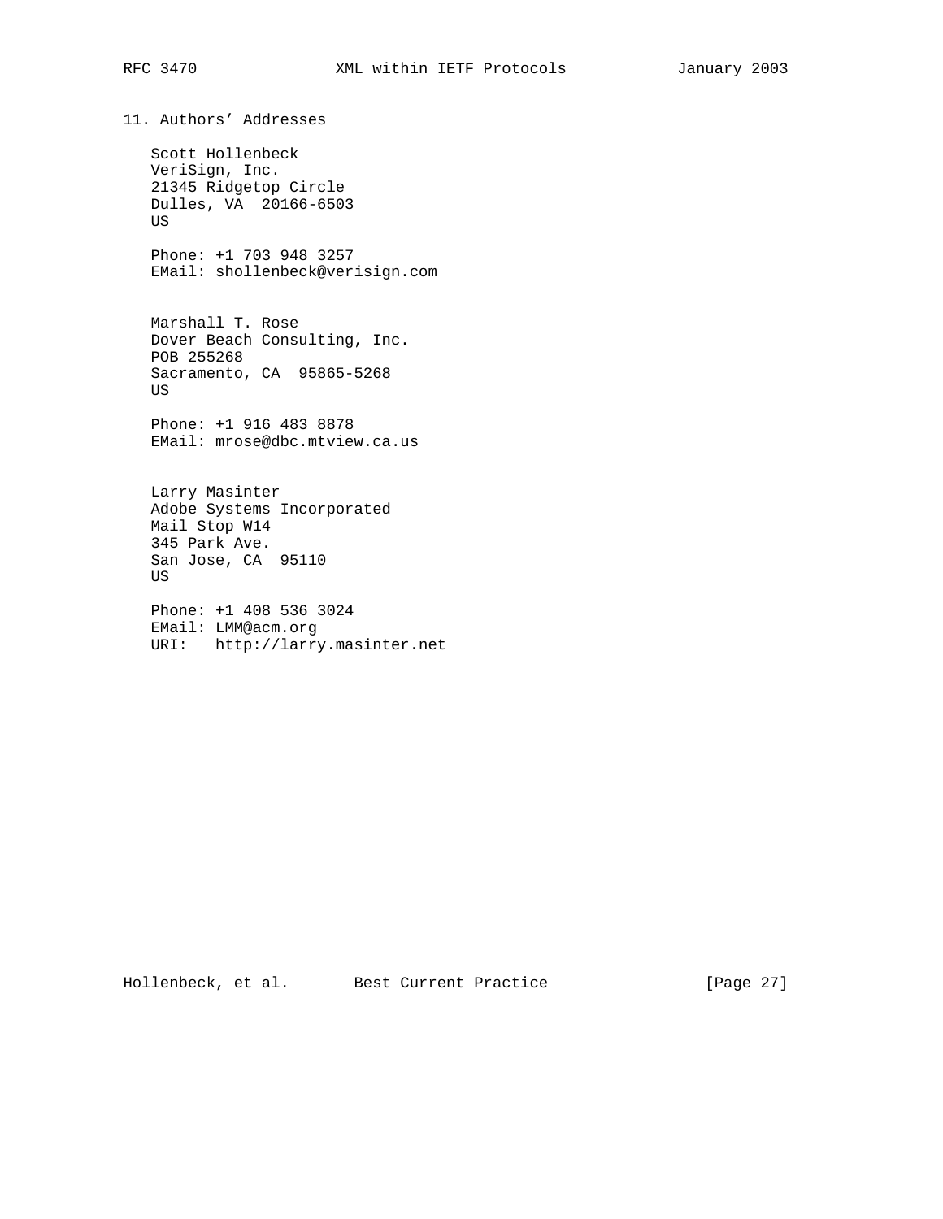## 11. Authors' Addresses

Scott Hollenbeck
VeriSign, Inc.
21345 Ridgetop Circle
Dulles, VA  20166-6503
US

Phone: +1 703 948 3257
EMail: shollenbeck@verisign.com

Marshall T. Rose
Dover Beach Consulting, Inc.
POB 255268
Sacramento, CA  95865-5268
US

Phone: +1 916 483 8878
EMail: mrose@dbc.mtview.ca.us

Larry Masinter
Adobe Systems Incorporated
Mail Stop W14
345 Park Ave.
San Jose, CA  95110
US

Phone: +1 408 536 3024
EMail: LMM@acm.org
URI:   http://larry.masinter.net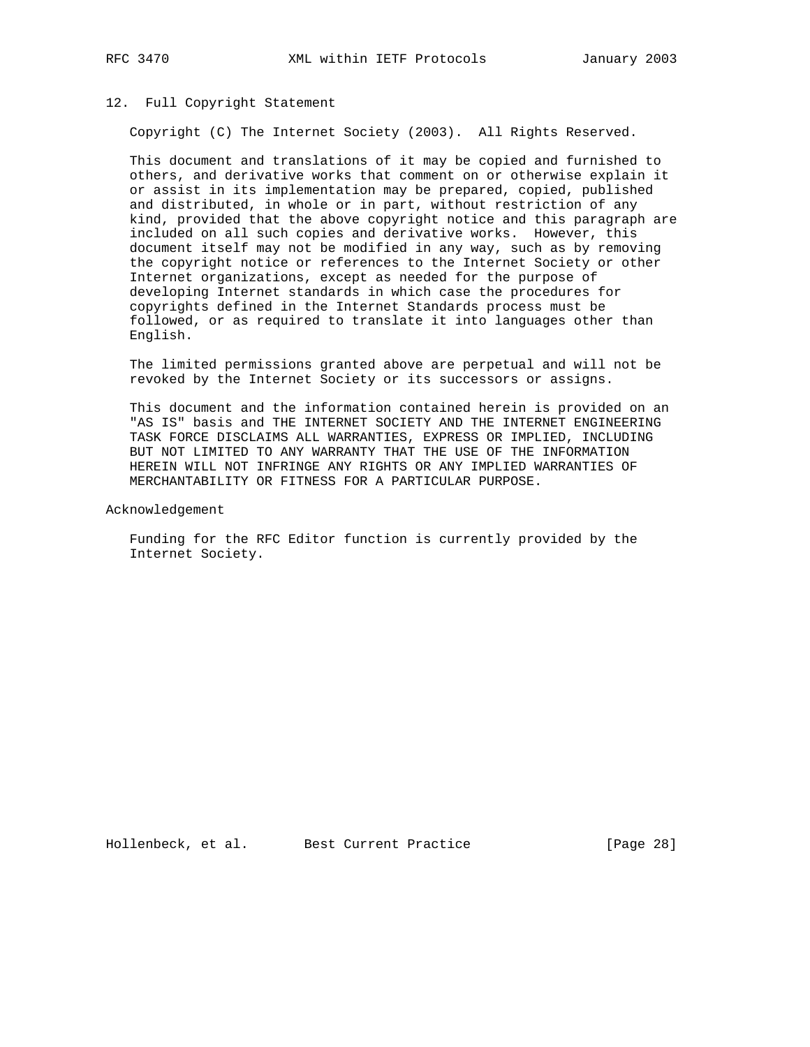## 12. Full Copyright Statement

Copyright (C) The Internet Society (2003). All Rights Reserved.

This document and translations of it may be copied and furnished to others, and derivative works that comment on or otherwise explain it or assist in its implementation may be prepared, copied, published and distributed, in whole or in part, without restriction of any kind, provided that the above copyright notice and this paragraph are included on all such copies and derivative works. However, this document itself may not be modified in any way, such as by removing the copyright notice or references to the Internet Society or other Internet organizations, except as needed for the purpose of developing Internet standards in which case the procedures for copyrights defined in the Internet Standards process must be followed, or as required to translate it into languages other than English.

The limited permissions granted above are perpetual and will not be revoked by the Internet Society or its successors or assigns.

This document and the information contained herein is provided on an "AS IS" basis and THE INTERNET SOCIETY AND THE INTERNET ENGINEERING TASK FORCE DISCLAIMS ALL WARRANTIES, EXPRESS OR IMPLIED, INCLUDING BUT NOT LIMITED TO ANY WARRANTY THAT THE USE OF THE INFORMATION HEREIN WILL NOT INFRINGE ANY RIGHTS OR ANY IMPLIED WARRANTIES OF MERCHANTABILITY OR FITNESS FOR A PARTICULAR PURPOSE.

## Acknowledgement

Funding for the RFC Editor function is currently provided by the Internet Society.